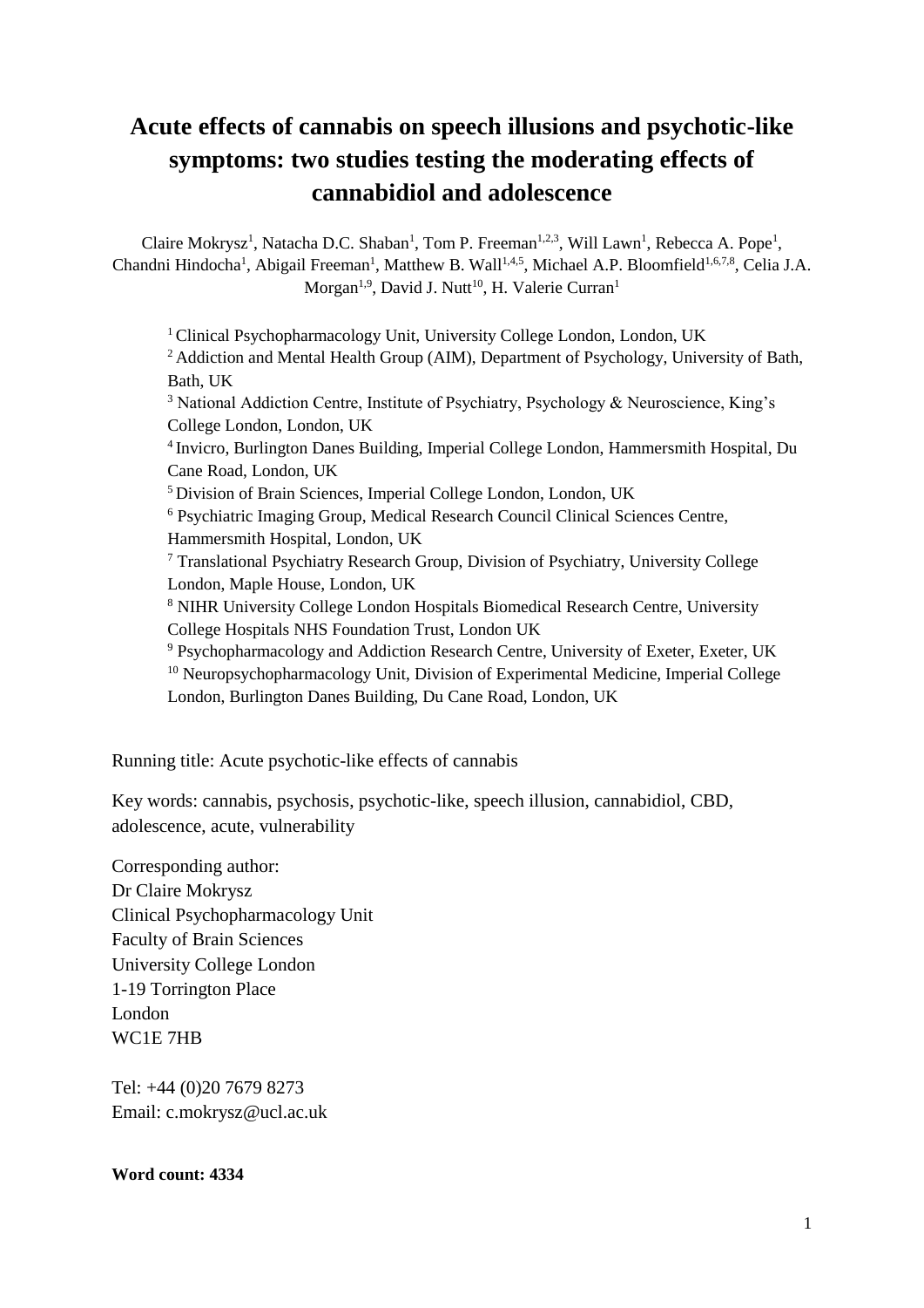# Acute effects of cannabis on speech illusions and psychotic-like symptoms: two studies testing the moderating effects of cannabidiol and adolescence

Claire Mokrysz[1], Natacha D.C. Shaban[1], Tom P. Freeman[1,2,3], Will Lawn[1], Rebecca A. Pope[1], Chandni Hindocha[1], Abigail Freeman[1], Matthew B. Wall[1,4,5], Michael A.P. Bloomfield[1,6,7,8], Celia J.A. Morgan[1,9], David J. Nutt[10], H. Valerie Curran[1]

[1] Clinical Psychopharmacology Unit, University College London, London, UK

[2] Addiction and Mental Health Group (AIM), Department of Psychology, University of Bath, Bath, UK

[3] National Addiction Centre, Institute of Psychiatry, Psychology & Neuroscience, King's College London, London, UK

[4] Invicro, Burlington Danes Building, Imperial College London, Hammersmith Hospital, Du Cane Road, London, UK

[5] Division of Brain Sciences, Imperial College London, London, UK

[6] Psychiatric Imaging Group, Medical Research Council Clinical Sciences Centre, Hammersmith Hospital, London, UK

[7] Translational Psychiatry Research Group, Division of Psychiatry, University College London, Maple House, London, UK

[8] NIHR University College London Hospitals Biomedical Research Centre, University College Hospitals NHS Foundation Trust, London UK

[9] Psychopharmacology and Addiction Research Centre, University of Exeter, Exeter, UK

[10] Neuropsychopharmacology Unit, Division of Experimental Medicine, Imperial College London, Burlington Danes Building, Du Cane Road, London, UK

Running title: Acute psychotic-like effects of cannabis

Key words: cannabis, psychosis, psychotic-like, speech illusion, cannabidiol, CBD, adolescence, acute, vulnerability

Corresponding author:
Dr Claire Mokrysz
Clinical Psychopharmacology Unit
Faculty of Brain Sciences
University College London
1-19 Torrington Place
London
WC1E 7HB

Tel: +44 (0)20 7679 8273
Email: c.mokrysz@ucl.ac.uk

**Word count: 4334**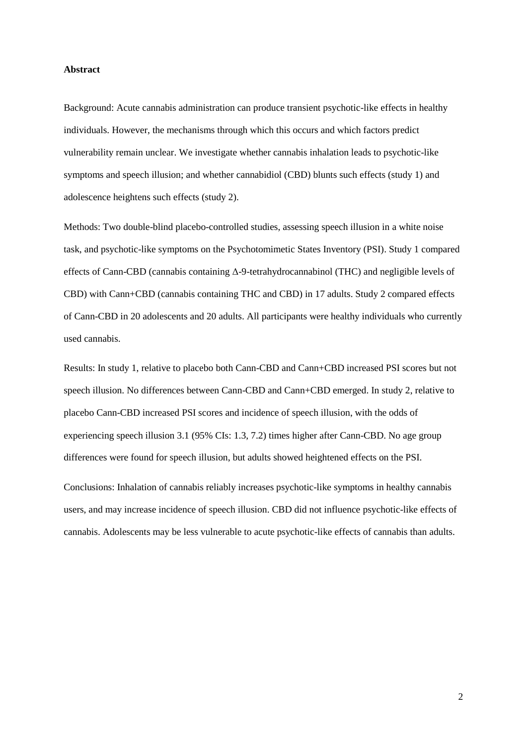**Abstract**

Background: Acute cannabis administration can produce transient psychotic-like effects in healthy individuals. However, the mechanisms through which this occurs and which factors predict vulnerability remain unclear. We investigate whether cannabis inhalation leads to psychotic-like symptoms and speech illusion; and whether cannabidiol (CBD) blunts such effects (study 1) and adolescence heightens such effects (study 2).

Methods: Two double-blind placebo-controlled studies, assessing speech illusion in a white noise task, and psychotic-like symptoms on the Psychotomimetic States Inventory (PSI). Study 1 compared effects of Cann-CBD (cannabis containing Δ-9-tetrahydrocannabinol (THC) and negligible levels of CBD) with Cann+CBD (cannabis containing THC and CBD) in 17 adults. Study 2 compared effects of Cann-CBD in 20 adolescents and 20 adults. All participants were healthy individuals who currently used cannabis.

Results: In study 1, relative to placebo both Cann-CBD and Cann+CBD increased PSI scores but not speech illusion. No differences between Cann-CBD and Cann+CBD emerged. In study 2, relative to placebo Cann-CBD increased PSI scores and incidence of speech illusion, with the odds of experiencing speech illusion 3.1 (95% CIs: 1.3, 7.2) times higher after Cann-CBD. No age group differences were found for speech illusion, but adults showed heightened effects on the PSI.

Conclusions: Inhalation of cannabis reliably increases psychotic-like symptoms in healthy cannabis users, and may increase incidence of speech illusion. CBD did not influence psychotic-like effects of cannabis. Adolescents may be less vulnerable to acute psychotic-like effects of cannabis than adults.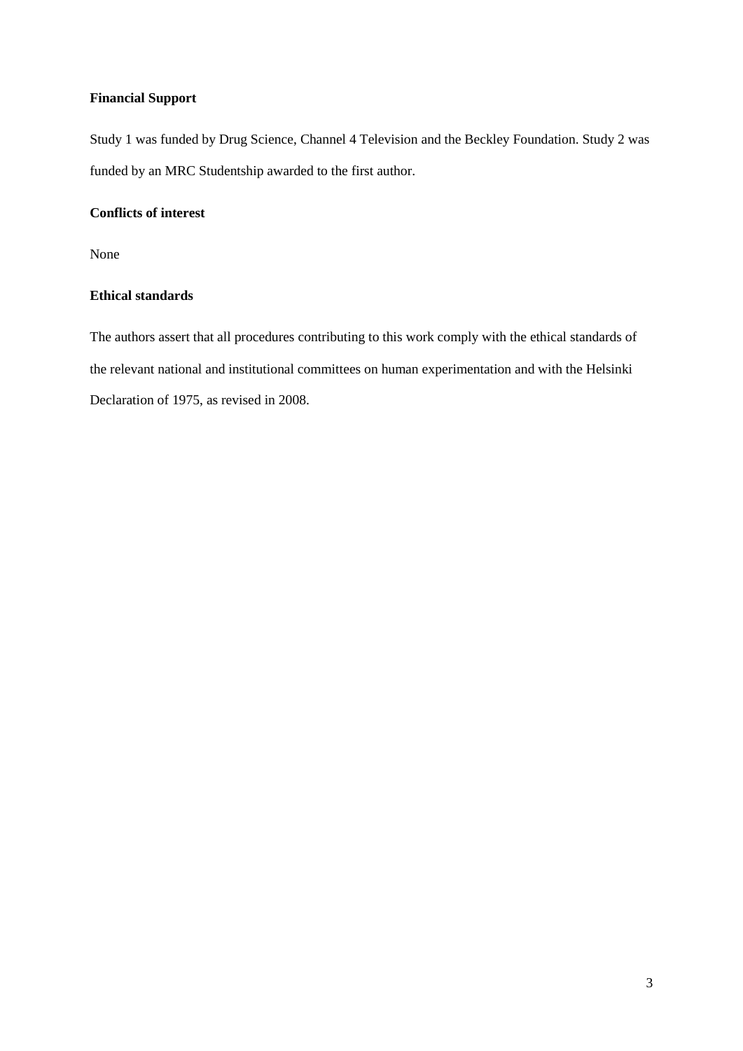**Financial Support**

Study 1 was funded by Drug Science, Channel 4 Television and the Beckley Foundation. Study 2 was funded by an MRC Studentship awarded to the first author.

**Conflicts of interest**

None

**Ethical standards**

The authors assert that all procedures contributing to this work comply with the ethical standards of the relevant national and institutional committees on human experimentation and with the Helsinki Declaration of 1975, as revised in 2008.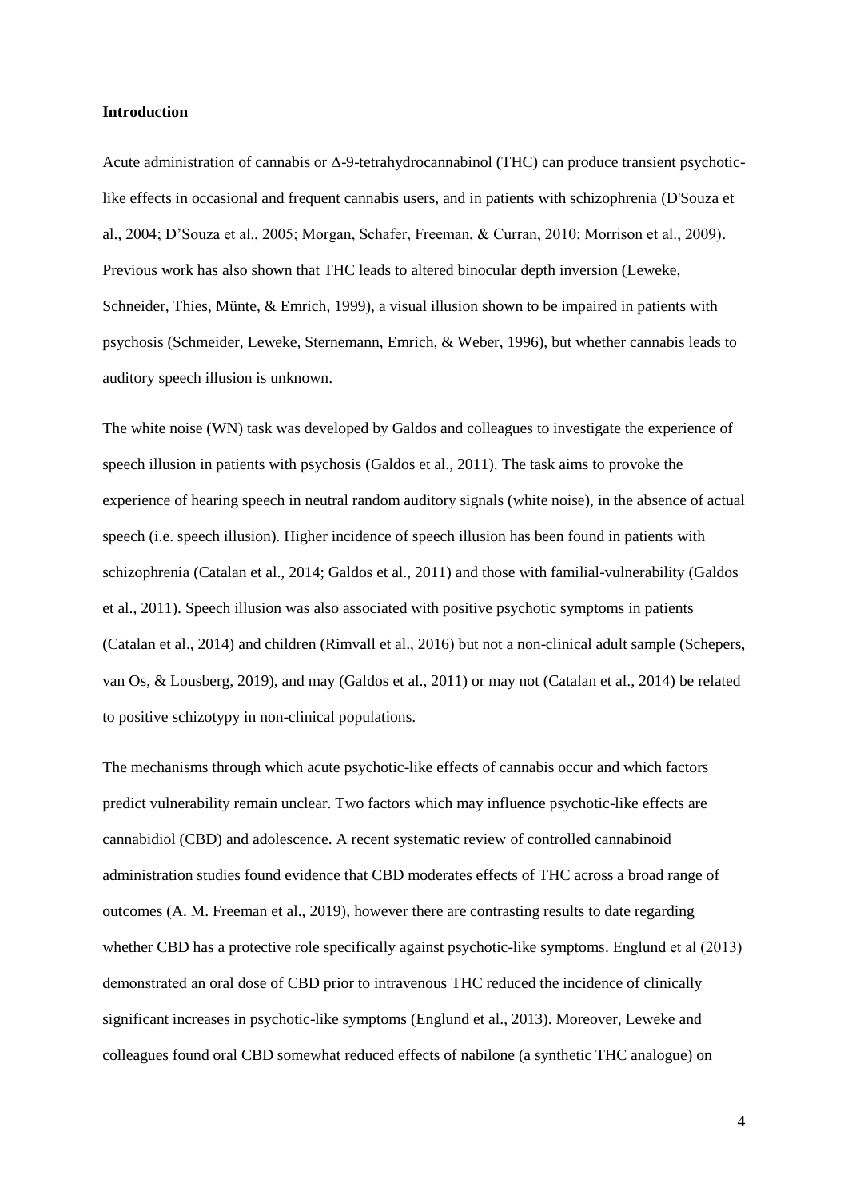**Introduction**

Acute administration of cannabis or Δ-9-tetrahydrocannabinol (THC) can produce transient psychotic-like effects in occasional and frequent cannabis users, and in patients with schizophrenia (D'Souza et al., 2004; D'Souza et al., 2005; Morgan, Schafer, Freeman, & Curran, 2010; Morrison et al., 2009). Previous work has also shown that THC leads to altered binocular depth inversion (Leweke, Schneider, Thies, Münte, & Emrich, 1999), a visual illusion shown to be impaired in patients with psychosis (Schmeider, Leweke, Sternemann, Emrich, & Weber, 1996), but whether cannabis leads to auditory speech illusion is unknown.

The white noise (WN) task was developed by Galdos and colleagues to investigate the experience of speech illusion in patients with psychosis (Galdos et al., 2011). The task aims to provoke the experience of hearing speech in neutral random auditory signals (white noise), in the absence of actual speech (i.e. speech illusion). Higher incidence of speech illusion has been found in patients with schizophrenia (Catalan et al., 2014; Galdos et al., 2011) and those with familial-vulnerability (Galdos et al., 2011). Speech illusion was also associated with positive psychotic symptoms in patients (Catalan et al., 2014) and children (Rimvall et al., 2016) but not a non-clinical adult sample (Schepers, van Os, & Lousberg, 2019), and may (Galdos et al., 2011) or may not (Catalan et al., 2014) be related to positive schizotypy in non-clinical populations.

The mechanisms through which acute psychotic-like effects of cannabis occur and which factors predict vulnerability remain unclear. Two factors which may influence psychotic-like effects are cannabidiol (CBD) and adolescence. A recent systematic review of controlled cannabinoid administration studies found evidence that CBD moderates effects of THC across a broad range of outcomes (A. M. Freeman et al., 2019), however there are contrasting results to date regarding whether CBD has a protective role specifically against psychotic-like symptoms. Englund et al (2013) demonstrated an oral dose of CBD prior to intravenous THC reduced the incidence of clinically significant increases in psychotic-like symptoms (Englund et al., 2013). Moreover, Leweke and colleagues found oral CBD somewhat reduced effects of nabilone (a synthetic THC analogue) on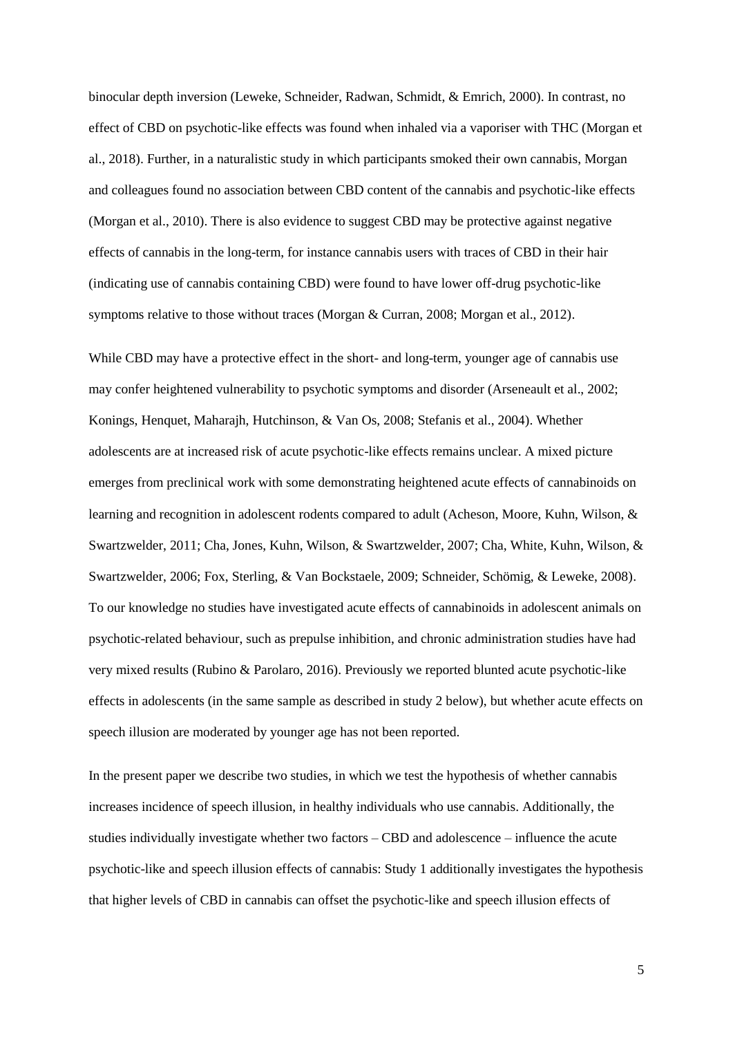binocular depth inversion (Leweke, Schneider, Radwan, Schmidt, & Emrich, 2000). In contrast, no effect of CBD on psychotic-like effects was found when inhaled via a vaporiser with THC (Morgan et al., 2018). Further, in a naturalistic study in which participants smoked their own cannabis, Morgan and colleagues found no association between CBD content of the cannabis and psychotic-like effects (Morgan et al., 2010). There is also evidence to suggest CBD may be protective against negative effects of cannabis in the long-term, for instance cannabis users with traces of CBD in their hair (indicating use of cannabis containing CBD) were found to have lower off-drug psychotic-like symptoms relative to those without traces (Morgan & Curran, 2008; Morgan et al., 2012).

While CBD may have a protective effect in the short- and long-term, younger age of cannabis use may confer heightened vulnerability to psychotic symptoms and disorder (Arseneault et al., 2002; Konings, Henquet, Maharajh, Hutchinson, & Van Os, 2008; Stefanis et al., 2004). Whether adolescents are at increased risk of acute psychotic-like effects remains unclear. A mixed picture emerges from preclinical work with some demonstrating heightened acute effects of cannabinoids on learning and recognition in adolescent rodents compared to adult (Acheson, Moore, Kuhn, Wilson, & Swartzwelder, 2011; Cha, Jones, Kuhn, Wilson, & Swartzwelder, 2007; Cha, White, Kuhn, Wilson, & Swartzwelder, 2006; Fox, Sterling, & Van Bockstaele, 2009; Schneider, Schömig, & Leweke, 2008). To our knowledge no studies have investigated acute effects of cannabinoids in adolescent animals on psychotic-related behaviour, such as prepulse inhibition, and chronic administration studies have had very mixed results (Rubino & Parolaro, 2016). Previously we reported blunted acute psychotic-like effects in adolescents (in the same sample as described in study 2 below), but whether acute effects on speech illusion are moderated by younger age has not been reported.

In the present paper we describe two studies, in which we test the hypothesis of whether cannabis increases incidence of speech illusion, in healthy individuals who use cannabis. Additionally, the studies individually investigate whether two factors – CBD and adolescence – influence the acute psychotic-like and speech illusion effects of cannabis: Study 1 additionally investigates the hypothesis that higher levels of CBD in cannabis can offset the psychotic-like and speech illusion effects of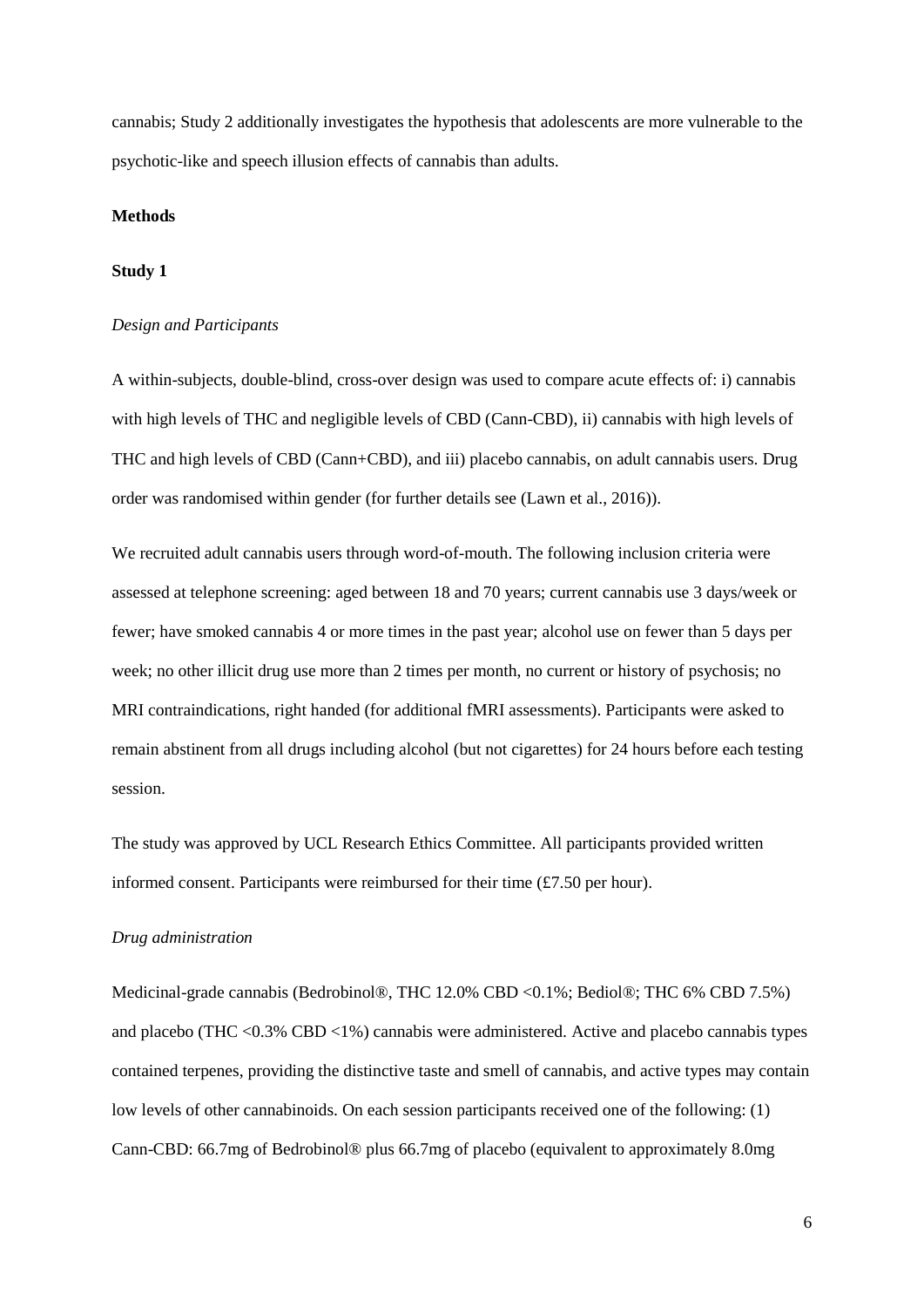cannabis; Study 2 additionally investigates the hypothesis that adolescents are more vulnerable to the psychotic-like and speech illusion effects of cannabis than adults.

## Methods

### Study 1

*Design and Participants*

A within-subjects, double-blind, cross-over design was used to compare acute effects of: i) cannabis with high levels of THC and negligible levels of CBD (Cann-CBD), ii) cannabis with high levels of THC and high levels of CBD (Cann+CBD), and iii) placebo cannabis, on adult cannabis users. Drug order was randomised within gender (for further details see (Lawn et al., 2016)).

We recruited adult cannabis users through word-of-mouth. The following inclusion criteria were assessed at telephone screening: aged between 18 and 70 years; current cannabis use 3 days/week or fewer; have smoked cannabis 4 or more times in the past year; alcohol use on fewer than 5 days per week; no other illicit drug use more than 2 times per month, no current or history of psychosis; no MRI contraindications, right handed (for additional fMRI assessments). Participants were asked to remain abstinent from all drugs including alcohol (but not cigarettes) for 24 hours before each testing session.

The study was approved by UCL Research Ethics Committee. All participants provided written informed consent. Participants were reimbursed for their time (£7.50 per hour).

*Drug administration*

Medicinal-grade cannabis (Bedrobinol®, THC 12.0% CBD <0.1%; Bediol®; THC 6% CBD 7.5%) and placebo (THC <0.3% CBD <1%) cannabis were administered. Active and placebo cannabis types contained terpenes, providing the distinctive taste and smell of cannabis, and active types may contain low levels of other cannabinoids. On each session participants received one of the following: (1) Cann-CBD: 66.7mg of Bedrobinol® plus 66.7mg of placebo (equivalent to approximately 8.0mg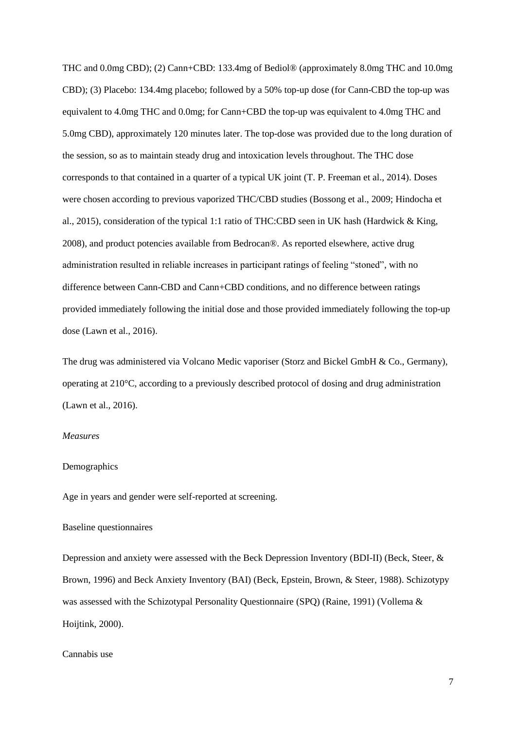THC and 0.0mg CBD); (2) Cann+CBD: 133.4mg of Bediol® (approximately 8.0mg THC and 10.0mg CBD); (3) Placebo: 134.4mg placebo; followed by a 50% top-up dose (for Cann-CBD the top-up was equivalent to 4.0mg THC and 0.0mg; for Cann+CBD the top-up was equivalent to 4.0mg THC and 5.0mg CBD), approximately 120 minutes later. The top-dose was provided due to the long duration of the session, so as to maintain steady drug and intoxication levels throughout. The THC dose corresponds to that contained in a quarter of a typical UK joint (T. P. Freeman et al., 2014). Doses were chosen according to previous vaporized THC/CBD studies (Bossong et al., 2009; Hindocha et al., 2015), consideration of the typical 1:1 ratio of THC:CBD seen in UK hash (Hardwick & King, 2008), and product potencies available from Bedrocan®. As reported elsewhere, active drug administration resulted in reliable increases in participant ratings of feeling "stoned", with no difference between Cann-CBD and Cann+CBD conditions, and no difference between ratings provided immediately following the initial dose and those provided immediately following the top-up dose (Lawn et al., 2016).

The drug was administered via Volcano Medic vaporiser (Storz and Bickel GmbH & Co., Germany), operating at 210°C, according to a previously described protocol of dosing and drug administration (Lawn et al., 2016).

*Measures*

Demographics

Age in years and gender were self-reported at screening.

Baseline questionnaires

Depression and anxiety were assessed with the Beck Depression Inventory (BDI-II) (Beck, Steer, & Brown, 1996) and Beck Anxiety Inventory (BAI) (Beck, Epstein, Brown, & Steer, 1988). Schizotypy was assessed with the Schizotypal Personality Questionnaire (SPQ) (Raine, 1991) (Vollema & Hoijtink, 2000).

Cannabis use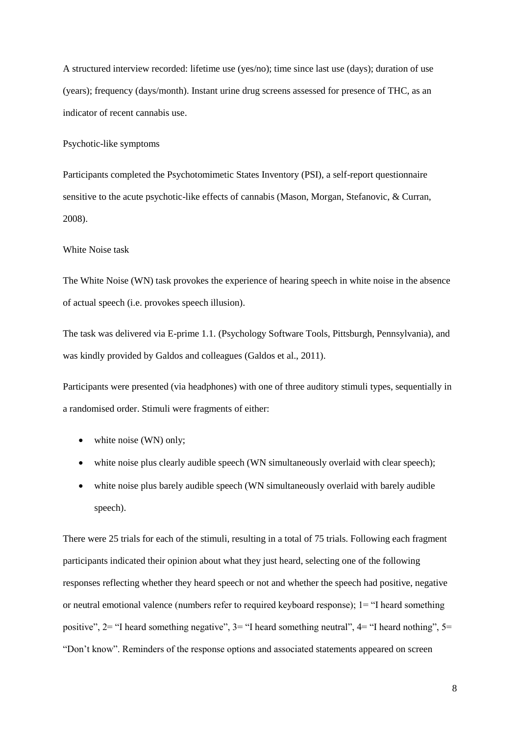A structured interview recorded: lifetime use (yes/no); time since last use (days); duration of use (years); frequency (days/month). Instant urine drug screens assessed for presence of THC, as an indicator of recent cannabis use.

### Psychotic-like symptoms

Participants completed the Psychotomimetic States Inventory (PSI), a self-report questionnaire sensitive to the acute psychotic-like effects of cannabis (Mason, Morgan, Stefanovic, & Curran, 2008).

### White Noise task

The White Noise (WN) task provokes the experience of hearing speech in white noise in the absence of actual speech (i.e. provokes speech illusion).

The task was delivered via E-prime 1.1. (Psychology Software Tools, Pittsburgh, Pennsylvania), and was kindly provided by Galdos and colleagues (Galdos et al., 2011).

Participants were presented (via headphones) with one of three auditory stimuli types, sequentially in a randomised order. Stimuli were fragments of either:

- white noise (WN) only;
- white noise plus clearly audible speech (WN simultaneously overlaid with clear speech);
- white noise plus barely audible speech (WN simultaneously overlaid with barely audible speech).

There were 25 trials for each of the stimuli, resulting in a total of 75 trials. Following each fragment participants indicated their opinion about what they just heard, selecting one of the following responses reflecting whether they heard speech or not and whether the speech had positive, negative or neutral emotional valence (numbers refer to required keyboard response); 1= "I heard something positive", 2= "I heard something negative", 3= "I heard something neutral", 4= "I heard nothing", 5= "Don't know". Reminders of the response options and associated statements appeared on screen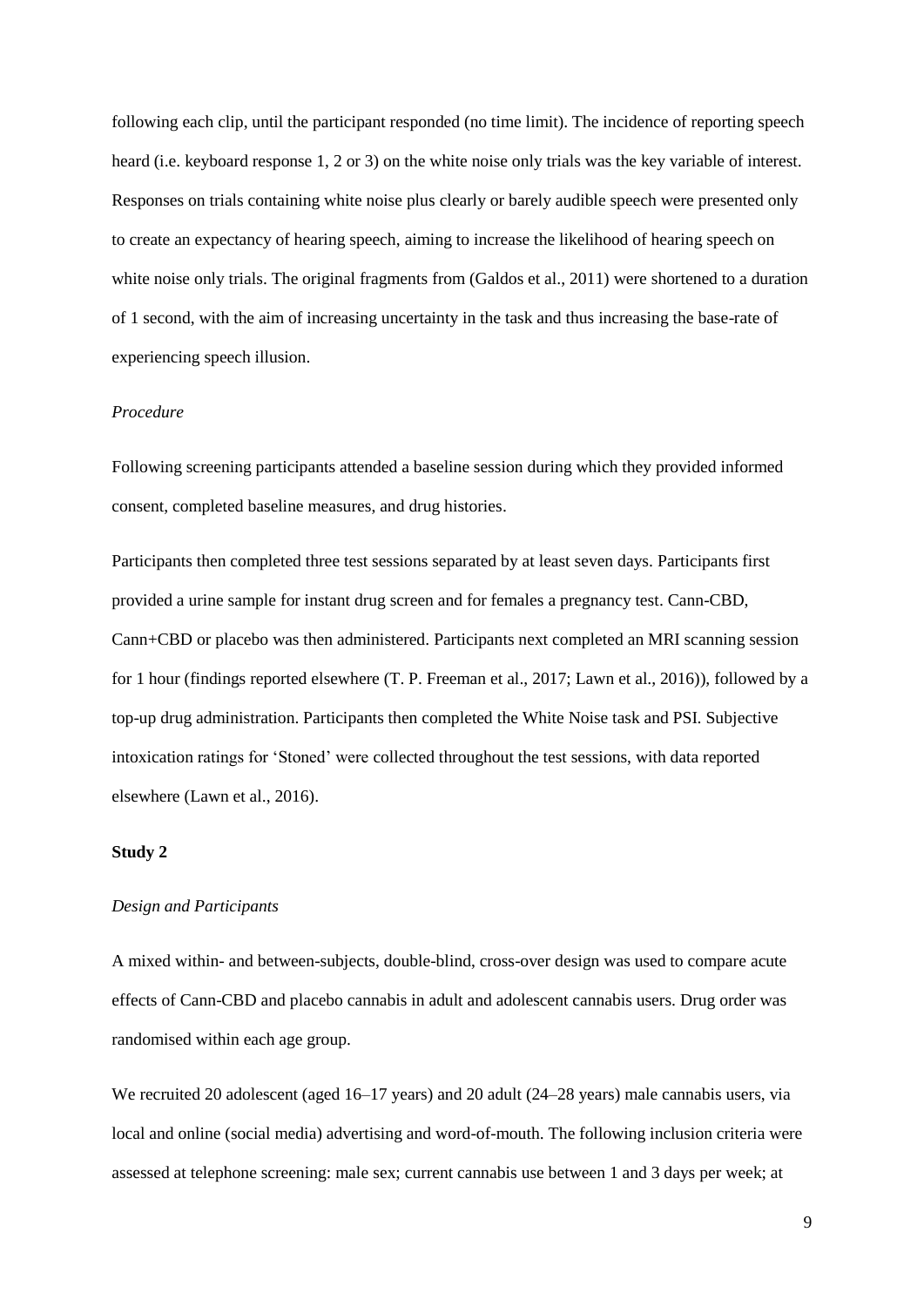following each clip, until the participant responded (no time limit). The incidence of reporting speech heard (i.e. keyboard response 1, 2 or 3) on the white noise only trials was the key variable of interest. Responses on trials containing white noise plus clearly or barely audible speech were presented only to create an expectancy of hearing speech, aiming to increase the likelihood of hearing speech on white noise only trials. The original fragments from (Galdos et al., 2011) were shortened to a duration of 1 second, with the aim of increasing uncertainty in the task and thus increasing the base-rate of experiencing speech illusion.

*Procedure*

Following screening participants attended a baseline session during which they provided informed consent, completed baseline measures, and drug histories.

Participants then completed three test sessions separated by at least seven days. Participants first provided a urine sample for instant drug screen and for females a pregnancy test. Cann-CBD, Cann+CBD or placebo was then administered. Participants next completed an MRI scanning session for 1 hour (findings reported elsewhere (T. P. Freeman et al., 2017; Lawn et al., 2016)), followed by a top-up drug administration. Participants then completed the White Noise task and PSI. Subjective intoxication ratings for 'Stoned' were collected throughout the test sessions, with data reported elsewhere (Lawn et al., 2016).

**Study 2**

*Design and Participants*

A mixed within- and between-subjects, double-blind, cross-over design was used to compare acute effects of Cann-CBD and placebo cannabis in adult and adolescent cannabis users. Drug order was randomised within each age group.

We recruited 20 adolescent (aged 16–17 years) and 20 adult (24–28 years) male cannabis users, via local and online (social media) advertising and word-of-mouth. The following inclusion criteria were assessed at telephone screening: male sex; current cannabis use between 1 and 3 days per week; at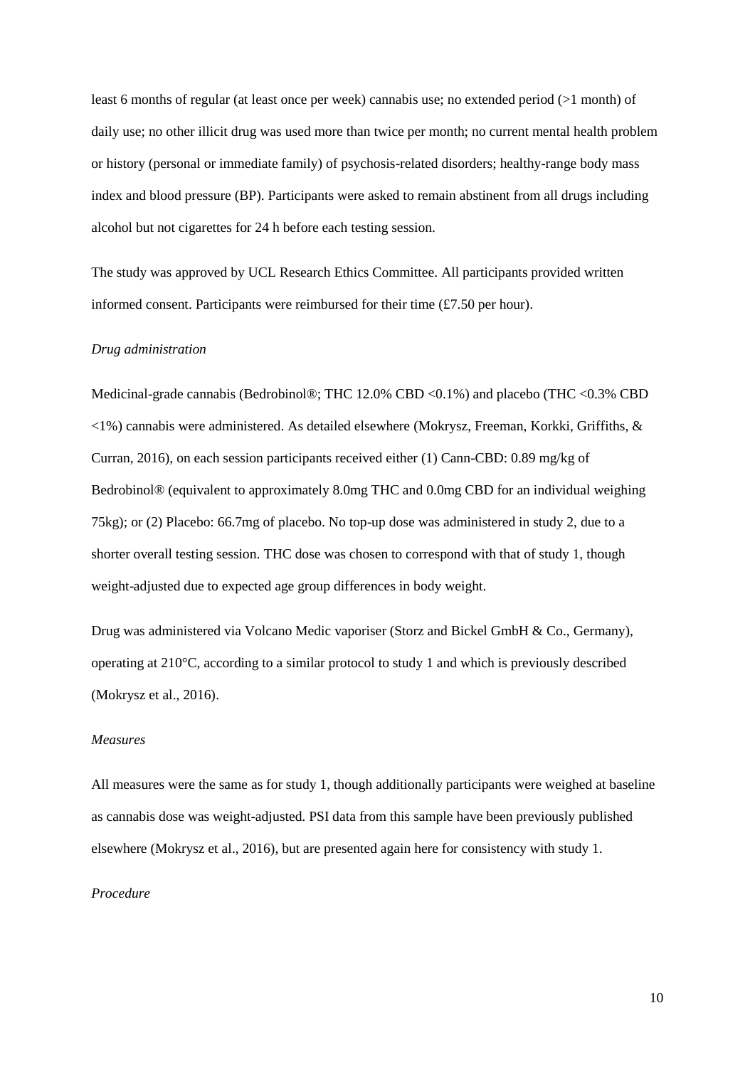least 6 months of regular (at least once per week) cannabis use; no extended period (>1 month) of daily use; no other illicit drug was used more than twice per month; no current mental health problem or history (personal or immediate family) of psychosis-related disorders; healthy-range body mass index and blood pressure (BP). Participants were asked to remain abstinent from all drugs including alcohol but not cigarettes for 24 h before each testing session.

The study was approved by UCL Research Ethics Committee. All participants provided written informed consent. Participants were reimbursed for their time (£7.50 per hour).

*Drug administration*

Medicinal-grade cannabis (Bedrobinol®; THC 12.0% CBD <0.1%) and placebo (THC <0.3% CBD <1%) cannabis were administered. As detailed elsewhere (Mokrysz, Freeman, Korkki, Griffiths, & Curran, 2016), on each session participants received either (1) Cann-CBD: 0.89 mg/kg of Bedrobinol® (equivalent to approximately 8.0mg THC and 0.0mg CBD for an individual weighing 75kg); or (2) Placebo: 66.7mg of placebo. No top-up dose was administered in study 2, due to a shorter overall testing session. THC dose was chosen to correspond with that of study 1, though weight-adjusted due to expected age group differences in body weight.

Drug was administered via Volcano Medic vaporiser (Storz and Bickel GmbH & Co., Germany), operating at 210°C, according to a similar protocol to study 1 and which is previously described (Mokrysz et al., 2016).

*Measures*

All measures were the same as for study 1, though additionally participants were weighed at baseline as cannabis dose was weight-adjusted. PSI data from this sample have been previously published elsewhere (Mokrysz et al., 2016), but are presented again here for consistency with study 1.

*Procedure*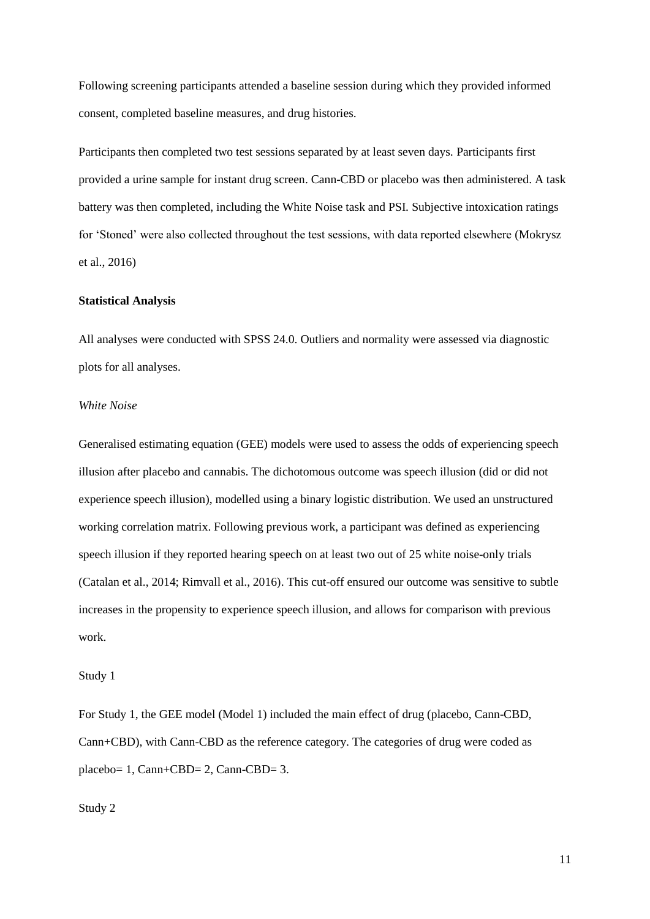Following screening participants attended a baseline session during which they provided informed consent, completed baseline measures, and drug histories.

Participants then completed two test sessions separated by at least seven days. Participants first provided a urine sample for instant drug screen. Cann-CBD or placebo was then administered. A task battery was then completed, including the White Noise task and PSI. Subjective intoxication ratings for 'Stoned' were also collected throughout the test sessions, with data reported elsewhere (Mokrysz et al., 2016)

**Statistical Analysis**

All analyses were conducted with SPSS 24.0. Outliers and normality were assessed via diagnostic plots for all analyses.

*White Noise*

Generalised estimating equation (GEE) models were used to assess the odds of experiencing speech illusion after placebo and cannabis. The dichotomous outcome was speech illusion (did or did not experience speech illusion), modelled using a binary logistic distribution. We used an unstructured working correlation matrix. Following previous work, a participant was defined as experiencing speech illusion if they reported hearing speech on at least two out of 25 white noise-only trials (Catalan et al., 2014; Rimvall et al., 2016). This cut-off ensured our outcome was sensitive to subtle increases in the propensity to experience speech illusion, and allows for comparison with previous work.

Study 1

For Study 1, the GEE model (Model 1) included the main effect of drug (placebo, Cann-CBD, Cann+CBD), with Cann-CBD as the reference category. The categories of drug were coded as placebo= 1, Cann+CBD= 2, Cann-CBD= 3.

Study 2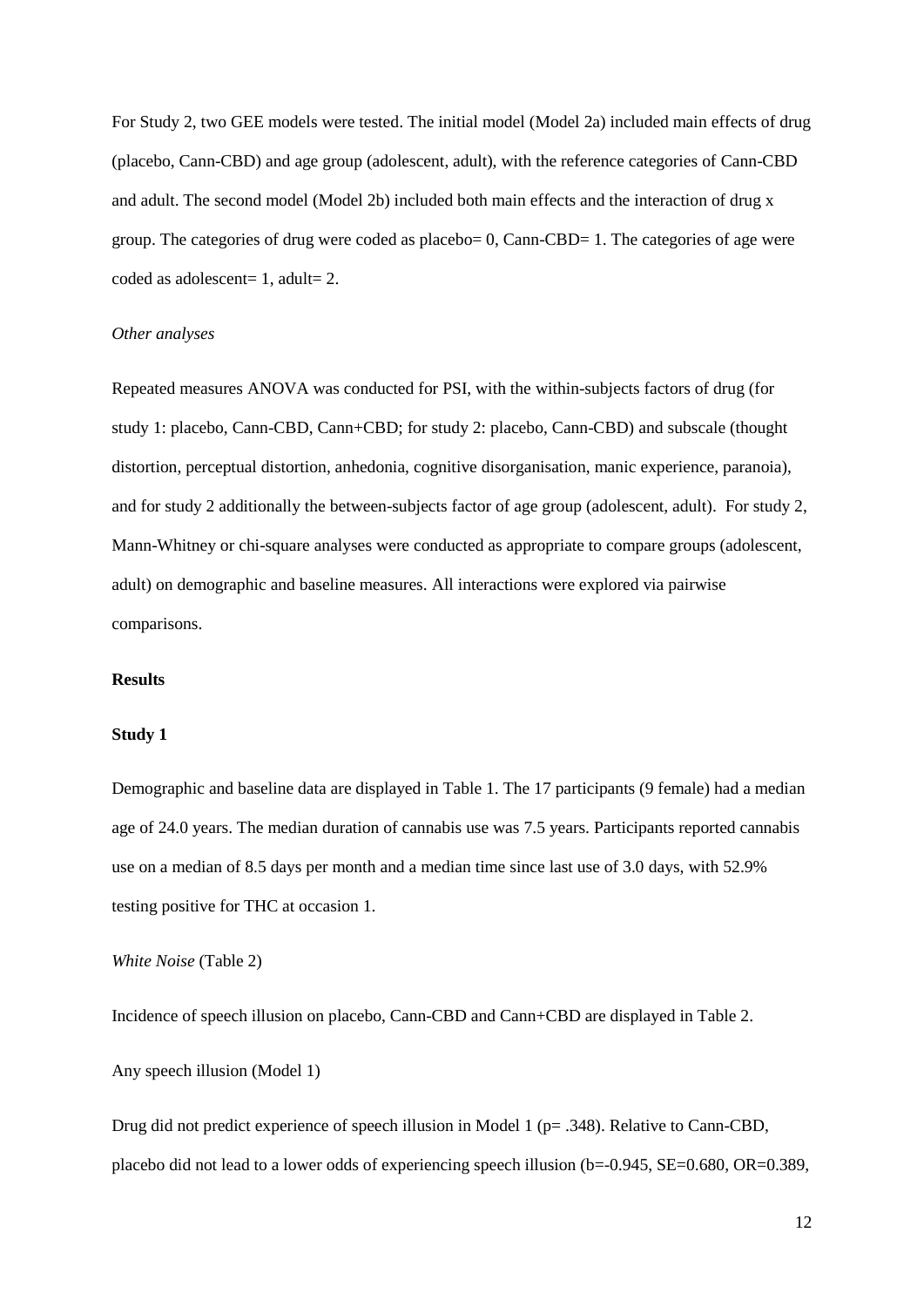For Study 2, two GEE models were tested. The initial model (Model 2a) included main effects of drug (placebo, Cann-CBD) and age group (adolescent, adult), with the reference categories of Cann-CBD and adult. The second model (Model 2b) included both main effects and the interaction of drug x group. The categories of drug were coded as placebo= 0, Cann-CBD= 1. The categories of age were coded as adolescent= 1, adult= 2.

*Other analyses*

Repeated measures ANOVA was conducted for PSI, with the within-subjects factors of drug (for study 1: placebo, Cann-CBD, Cann+CBD; for study 2: placebo, Cann-CBD) and subscale (thought distortion, perceptual distortion, anhedonia, cognitive disorganisation, manic experience, paranoia), and for study 2 additionally the between-subjects factor of age group (adolescent, adult). For study 2, Mann-Whitney or chi-square analyses were conducted as appropriate to compare groups (adolescent, adult) on demographic and baseline measures. All interactions were explored via pairwise comparisons.

## Results

### Study 1

Demographic and baseline data are displayed in Table 1. The 17 participants (9 female) had a median age of 24.0 years. The median duration of cannabis use was 7.5 years. Participants reported cannabis use on a median of 8.5 days per month and a median time since last use of 3.0 days, with 52.9% testing positive for THC at occasion 1.

*White Noise* (Table 2)

Incidence of speech illusion on placebo, Cann-CBD and Cann+CBD are displayed in Table 2.

Any speech illusion (Model 1)

Drug did not predict experience of speech illusion in Model 1 ($p= .348$). Relative to Cann-CBD, placebo did not lead to a lower odds of experiencing speech illusion ($b=-0.945$, $SE=0.680$, $OR=0.389$,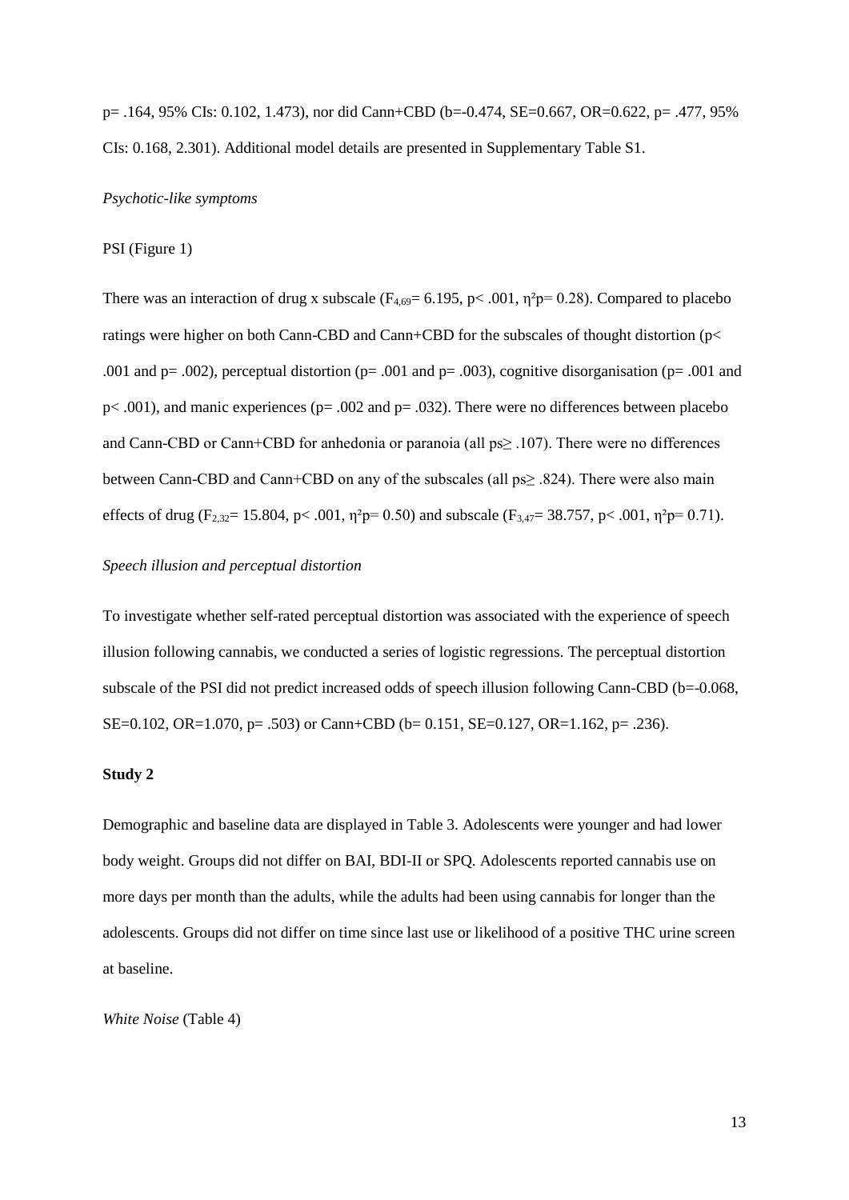p= .164, 95% CIs: 0.102, 1.473), nor did Cann+CBD (b=-0.474, SE=0.667, OR=0.622, p= .477, 95% CIs: 0.168, 2.301). Additional model details are presented in Supplementary Table S1.

*Psychotic-like symptoms*

PSI (Figure 1)

There was an interaction of drug x subscale ($F_{4,69}$= 6.195, p< .001, η²p= 0.28). Compared to placebo ratings were higher on both Cann-CBD and Cann+CBD for the subscales of thought distortion (p< .001 and p= .002), perceptual distortion (p= .001 and p= .003), cognitive disorganisation (p= .001 and p< .001), and manic experiences (p= .002 and p= .032). There were no differences between placebo and Cann-CBD or Cann+CBD for anhedonia or paranoia (all ps≥ .107). There were no differences between Cann-CBD and Cann+CBD on any of the subscales (all ps≥ .824). There were also main effects of drug ($F_{2,32}$= 15.804, p< .001, η²p= 0.50) and subscale ($F_{3,47}$= 38.757, p< .001, η²p= 0.71).

*Speech illusion and perceptual distortion*

To investigate whether self-rated perceptual distortion was associated with the experience of speech illusion following cannabis, we conducted a series of logistic regressions. The perceptual distortion subscale of the PSI did not predict increased odds of speech illusion following Cann-CBD (b=-0.068, SE=0.102, OR=1.070, p= .503) or Cann+CBD (b= 0.151, SE=0.127, OR=1.162, p= .236).

**Study 2**

Demographic and baseline data are displayed in Table 3. Adolescents were younger and had lower body weight. Groups did not differ on BAI, BDI-II or SPQ. Adolescents reported cannabis use on more days per month than the adults, while the adults had been using cannabis for longer than the adolescents. Groups did not differ on time since last use or likelihood of a positive THC urine screen at baseline.

*White Noise* (Table 4)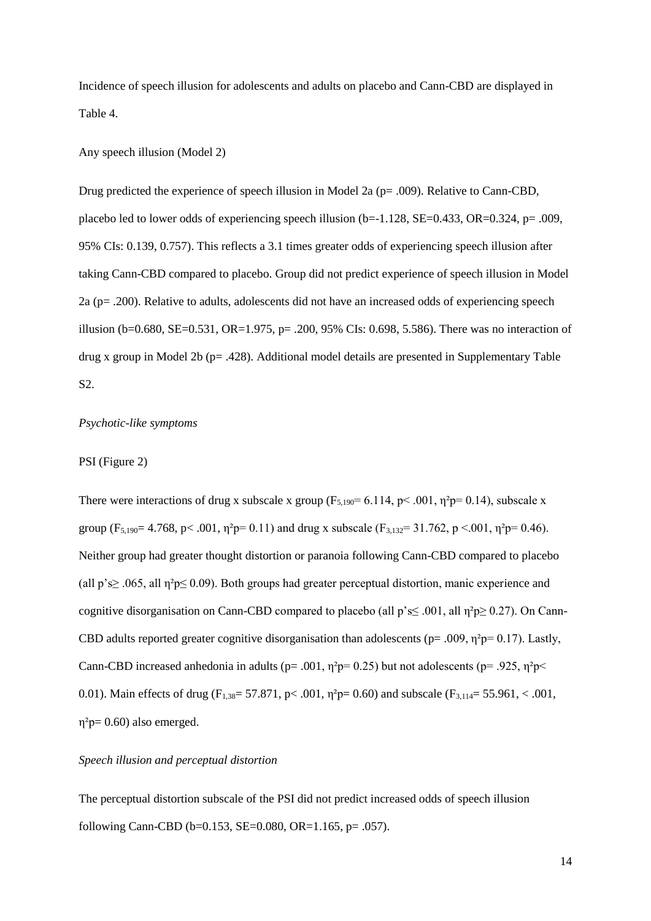Incidence of speech illusion for adolescents and adults on placebo and Cann-CBD are displayed in Table 4.

Any speech illusion (Model 2)

Drug predicted the experience of speech illusion in Model 2a ($p= .009$). Relative to Cann-CBD, placebo led to lower odds of experiencing speech illusion ($b=-1.128$, $SE=0.433$, $OR=0.324$, $p= .009$, 95% CIs: 0.139, 0.757). This reflects a 3.1 times greater odds of experiencing speech illusion after taking Cann-CBD compared to placebo. Group did not predict experience of speech illusion in Model 2a ($p= .200$). Relative to adults, adolescents did not have an increased odds of experiencing speech illusion ($b=0.680$, $SE=0.531$, $OR=1.975$, $p= .200$, 95% CIs: 0.698, 5.586). There was no interaction of drug x group in Model 2b ($p= .428$). Additional model details are presented in Supplementary Table S2.

*Psychotic-like symptoms*

PSI (Figure 2)

There were interactions of drug x subscale x group ($F_{5,190}= 6.114$, $p< .001$, $\eta^2p= 0.14$), subscale x group ($F_{5,190}= 4.768$, $p< .001$, $\eta^2p= 0.11$) and drug x subscale ($F_{3,132}= 31.762$, $p <.001$, $\eta^2p= 0.46$). Neither group had greater thought distortion or paranoia following Cann-CBD compared to placebo (all p's$\geq$ .065, all $\eta^2p \leq 0.09$). Both groups had greater perceptual distortion, manic experience and cognitive disorganisation on Cann-CBD compared to placebo (all p's$\leq$ .001, all $\eta^2p \geq 0.27$). On Cann-CBD adults reported greater cognitive disorganisation than adolescents ($p= .009$, $\eta^2p= 0.17$). Lastly, Cann-CBD increased anhedonia in adults ($p= .001$, $\eta^2p= 0.25$) but not adolescents ($p= .925$, $\eta^2p< 0.01$). Main effects of drug ($F_{1,38}= 57.871$, $p< .001$, $\eta^2p= 0.60$) and subscale ($F_{3,114}= 55.961$, $< .001$, $\eta^2p= 0.60$) also emerged.

*Speech illusion and perceptual distortion*

The perceptual distortion subscale of the PSI did not predict increased odds of speech illusion following Cann-CBD ($b=0.153$, $SE=0.080$, $OR=1.165$, $p= .057$).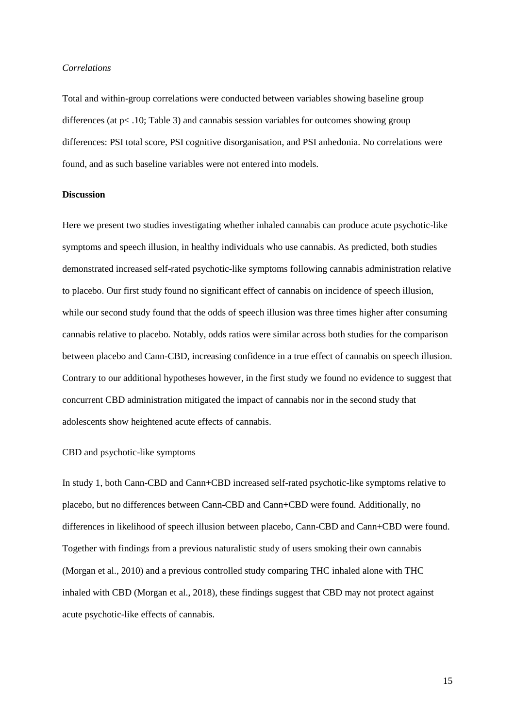*Correlations*

Total and within-group correlations were conducted between variables showing baseline group differences (at $p < .10$; Table 3) and cannabis session variables for outcomes showing group differences: PSI total score, PSI cognitive disorganisation, and PSI anhedonia. No correlations were found, and as such baseline variables were not entered into models.

## Discussion

Here we present two studies investigating whether inhaled cannabis can produce acute psychotic-like symptoms and speech illusion, in healthy individuals who use cannabis. As predicted, both studies demonstrated increased self-rated psychotic-like symptoms following cannabis administration relative to placebo. Our first study found no significant effect of cannabis on incidence of speech illusion, while our second study found that the odds of speech illusion was three times higher after consuming cannabis relative to placebo. Notably, odds ratios were similar across both studies for the comparison between placebo and Cann-CBD, increasing confidence in a true effect of cannabis on speech illusion. Contrary to our additional hypotheses however, in the first study we found no evidence to suggest that concurrent CBD administration mitigated the impact of cannabis nor in the second study that adolescents show heightened acute effects of cannabis.

CBD and psychotic-like symptoms

In study 1, both Cann-CBD and Cann+CBD increased self-rated psychotic-like symptoms relative to placebo, but no differences between Cann-CBD and Cann+CBD were found. Additionally, no differences in likelihood of speech illusion between placebo, Cann-CBD and Cann+CBD were found. Together with findings from a previous naturalistic study of users smoking their own cannabis (Morgan et al., 2010) and a previous controlled study comparing THC inhaled alone with THC inhaled with CBD (Morgan et al., 2018), these findings suggest that CBD may not protect against acute psychotic-like effects of cannabis.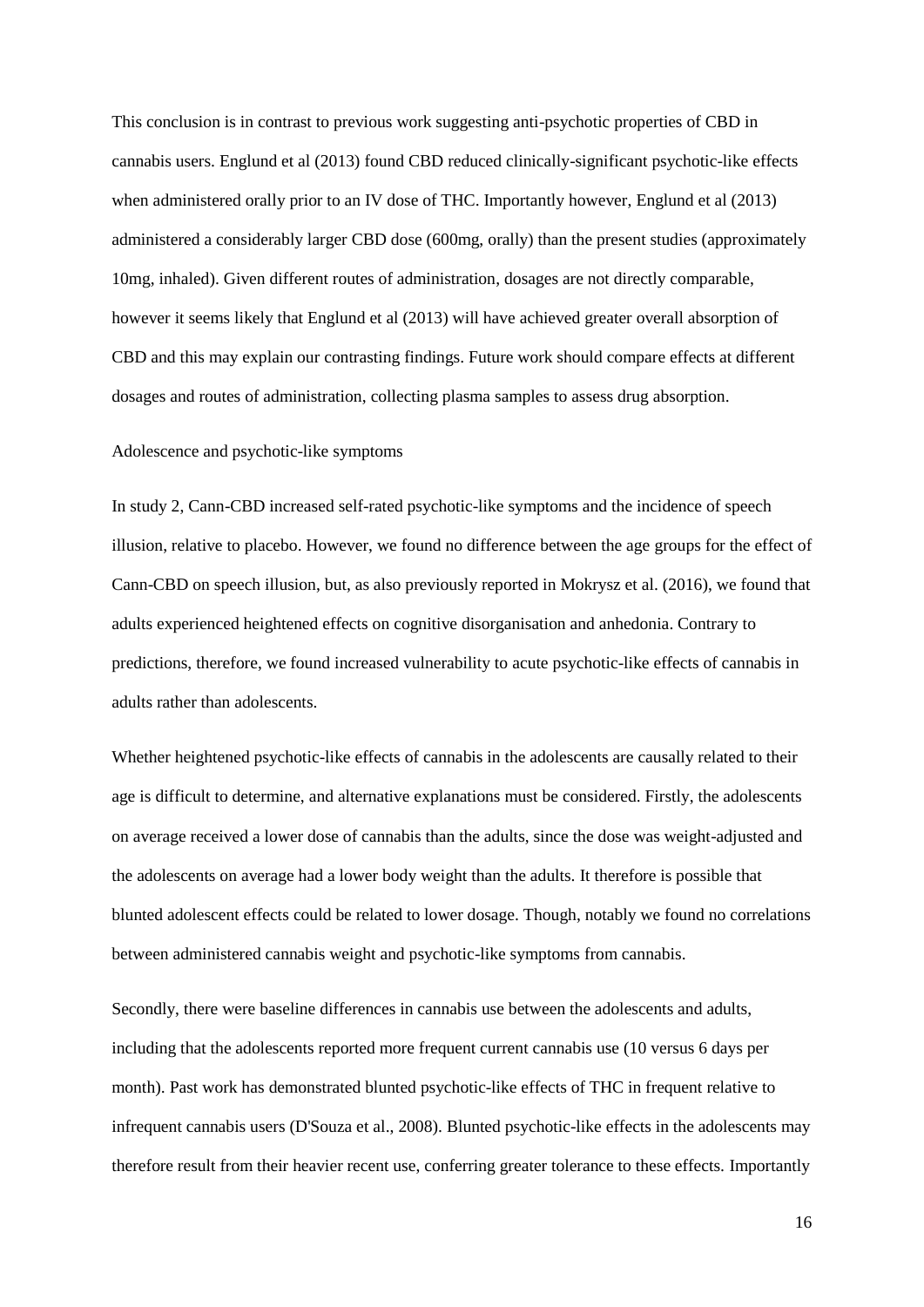This conclusion is in contrast to previous work suggesting anti-psychotic properties of CBD in cannabis users. Englund et al (2013) found CBD reduced clinically-significant psychotic-like effects when administered orally prior to an IV dose of THC. Importantly however, Englund et al (2013) administered a considerably larger CBD dose (600mg, orally) than the present studies (approximately 10mg, inhaled). Given different routes of administration, dosages are not directly comparable, however it seems likely that Englund et al (2013) will have achieved greater overall absorption of CBD and this may explain our contrasting findings. Future work should compare effects at different dosages and routes of administration, collecting plasma samples to assess drug absorption.

### Adolescence and psychotic-like symptoms

In study 2, Cann-CBD increased self-rated psychotic-like symptoms and the incidence of speech illusion, relative to placebo. However, we found no difference between the age groups for the effect of Cann-CBD on speech illusion, but, as also previously reported in Mokrysz et al. (2016), we found that adults experienced heightened effects on cognitive disorganisation and anhedonia. Contrary to predictions, therefore, we found increased vulnerability to acute psychotic-like effects of cannabis in adults rather than adolescents.

Whether heightened psychotic-like effects of cannabis in the adolescents are causally related to their age is difficult to determine, and alternative explanations must be considered. Firstly, the adolescents on average received a lower dose of cannabis than the adults, since the dose was weight-adjusted and the adolescents on average had a lower body weight than the adults. It therefore is possible that blunted adolescent effects could be related to lower dosage. Though, notably we found no correlations between administered cannabis weight and psychotic-like symptoms from cannabis.

Secondly, there were baseline differences in cannabis use between the adolescents and adults, including that the adolescents reported more frequent current cannabis use (10 versus 6 days per month). Past work has demonstrated blunted psychotic-like effects of THC in frequent relative to infrequent cannabis users (D'Souza et al., 2008). Blunted psychotic-like effects in the adolescents may therefore result from their heavier recent use, conferring greater tolerance to these effects. Importantly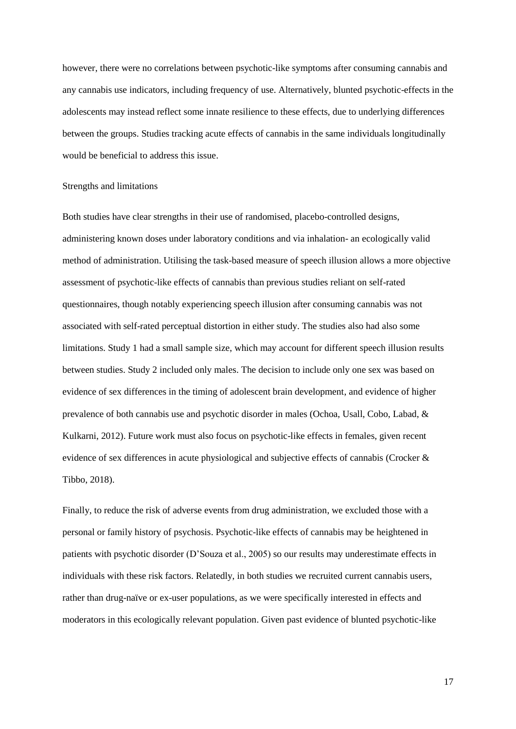however, there were no correlations between psychotic-like symptoms after consuming cannabis and any cannabis use indicators, including frequency of use. Alternatively, blunted psychotic-effects in the adolescents may instead reflect some innate resilience to these effects, due to underlying differences between the groups. Studies tracking acute effects of cannabis in the same individuals longitudinally would be beneficial to address this issue.

## Strengths and limitations

Both studies have clear strengths in their use of randomised, placebo-controlled designs, administering known doses under laboratory conditions and via inhalation- an ecologically valid method of administration. Utilising the task-based measure of speech illusion allows a more objective assessment of psychotic-like effects of cannabis than previous studies reliant on self-rated questionnaires, though notably experiencing speech illusion after consuming cannabis was not associated with self-rated perceptual distortion in either study. The studies also had also some limitations. Study 1 had a small sample size, which may account for different speech illusion results between studies. Study 2 included only males. The decision to include only one sex was based on evidence of sex differences in the timing of adolescent brain development, and evidence of higher prevalence of both cannabis use and psychotic disorder in males (Ochoa, Usall, Cobo, Labad, & Kulkarni, 2012). Future work must also focus on psychotic-like effects in females, given recent evidence of sex differences in acute physiological and subjective effects of cannabis (Crocker & Tibbo, 2018).

Finally, to reduce the risk of adverse events from drug administration, we excluded those with a personal or family history of psychosis. Psychotic-like effects of cannabis may be heightened in patients with psychotic disorder (D'Souza et al., 2005) so our results may underestimate effects in individuals with these risk factors. Relatedly, in both studies we recruited current cannabis users, rather than drug-naïve or ex-user populations, as we were specifically interested in effects and moderators in this ecologically relevant population. Given past evidence of blunted psychotic-like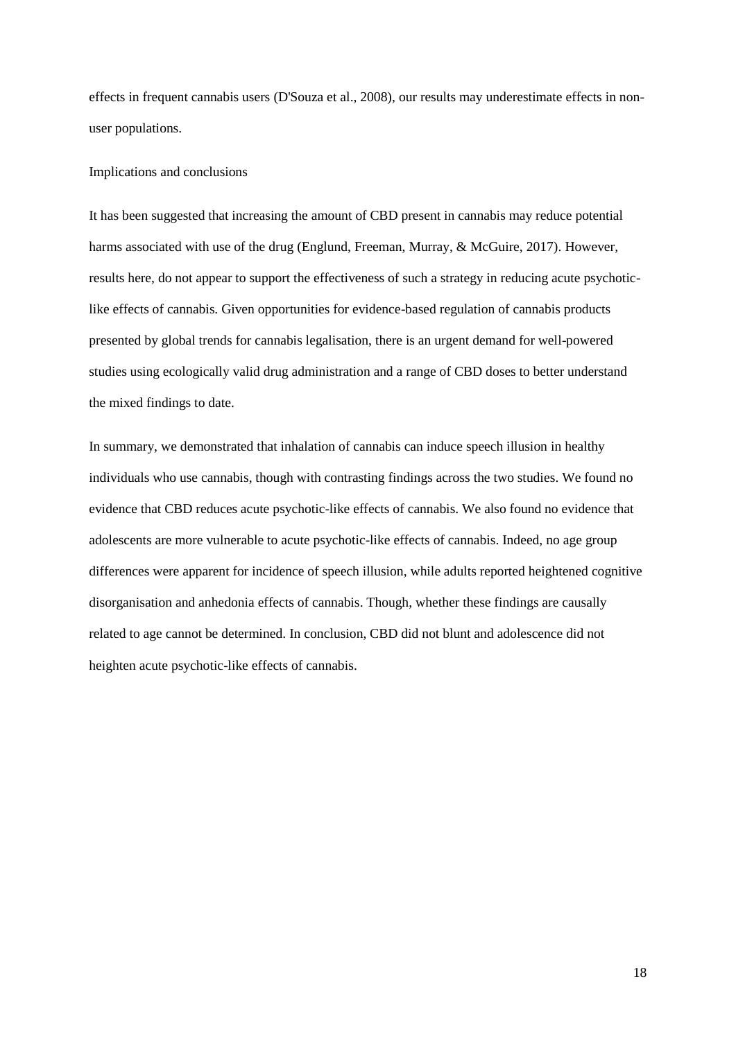effects in frequent cannabis users (D'Souza et al., 2008), our results may underestimate effects in non-user populations.

## Implications and conclusions

It has been suggested that increasing the amount of CBD present in cannabis may reduce potential harms associated with use of the drug (Englund, Freeman, Murray, & McGuire, 2017). However, results here, do not appear to support the effectiveness of such a strategy in reducing acute psychotic-like effects of cannabis. Given opportunities for evidence-based regulation of cannabis products presented by global trends for cannabis legalisation, there is an urgent demand for well-powered studies using ecologically valid drug administration and a range of CBD doses to better understand the mixed findings to date.

In summary, we demonstrated that inhalation of cannabis can induce speech illusion in healthy individuals who use cannabis, though with contrasting findings across the two studies. We found no evidence that CBD reduces acute psychotic-like effects of cannabis. We also found no evidence that adolescents are more vulnerable to acute psychotic-like effects of cannabis. Indeed, no age group differences were apparent for incidence of speech illusion, while adults reported heightened cognitive disorganisation and anhedonia effects of cannabis. Though, whether these findings are causally related to age cannot be determined. In conclusion, CBD did not blunt and adolescence did not heighten acute psychotic-like effects of cannabis.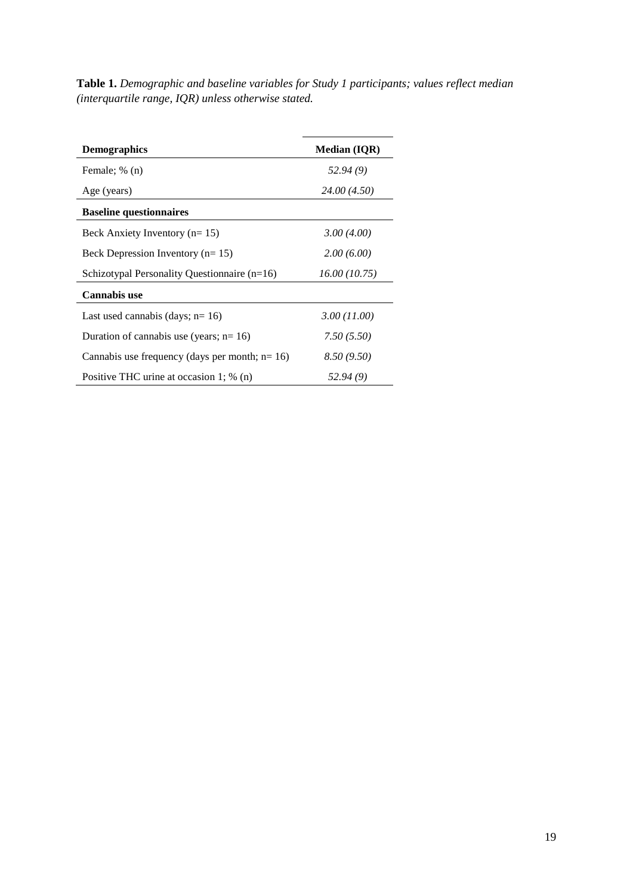**Table 1.** *Demographic and baseline variables for Study 1 participants; values reflect median (interquartile range, IQR) unless otherwise stated.*

| **Demographics** | **Median (IQR)** |
|---|---|
| Female; % (n) | *52.94 (9)* |
| Age (years) | *24.00 (4.50)* |
| **Baseline questionnaires** | |
| Beck Anxiety Inventory (n= 15) | *3.00 (4.00)* |
| Beck Depression Inventory (n= 15) | *2.00 (6.00)* |
| Schizotypal Personality Questionnaire (n=16) | *16.00 (10.75)* |
| **Cannabis use** | |
| Last used cannabis (days; n= 16) | *3.00 (11.00)* |
| Duration of cannabis use (years; n= 16) | *7.50 (5.50)* |
| Cannabis use frequency (days per month; n= 16) | *8.50 (9.50)* |
| Positive THC urine at occasion 1; % (n) | *52.94 (9)* |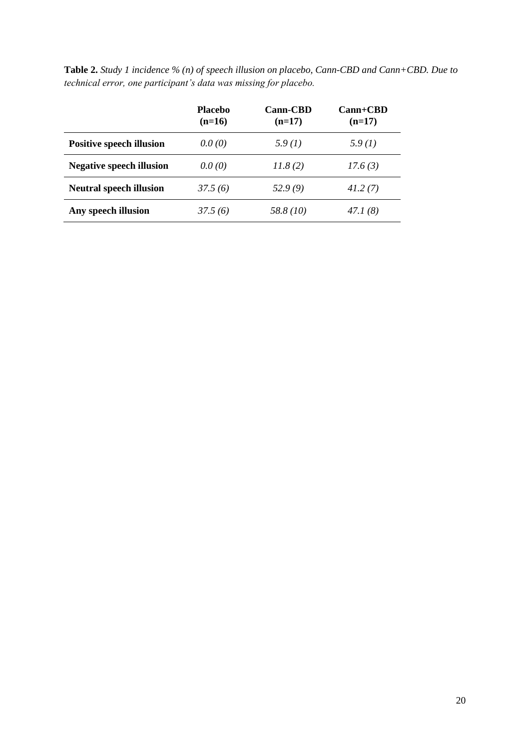**Table 2.** *Study 1 incidence % (n) of speech illusion on placebo, Cann-CBD and Cann+CBD. Due to technical error, one participant's data was missing for placebo.*

| | **Placebo (n=16)** | **Cann-CBD (n=17)** | **Cann+CBD (n=17)** |
|---|---|---|---|
| **Positive speech illusion** | *0.0 (0)* | *5.9 (1)* | *5.9 (1)* |
| **Negative speech illusion** | *0.0 (0)* | *11.8 (2)* | *17.6 (3)* |
| **Neutral speech illusion** | *37.5 (6)* | *52.9 (9)* | *41.2 (7)* |
| **Any speech illusion** | *37.5 (6)* | *58.8 (10)* | *47.1 (8)* |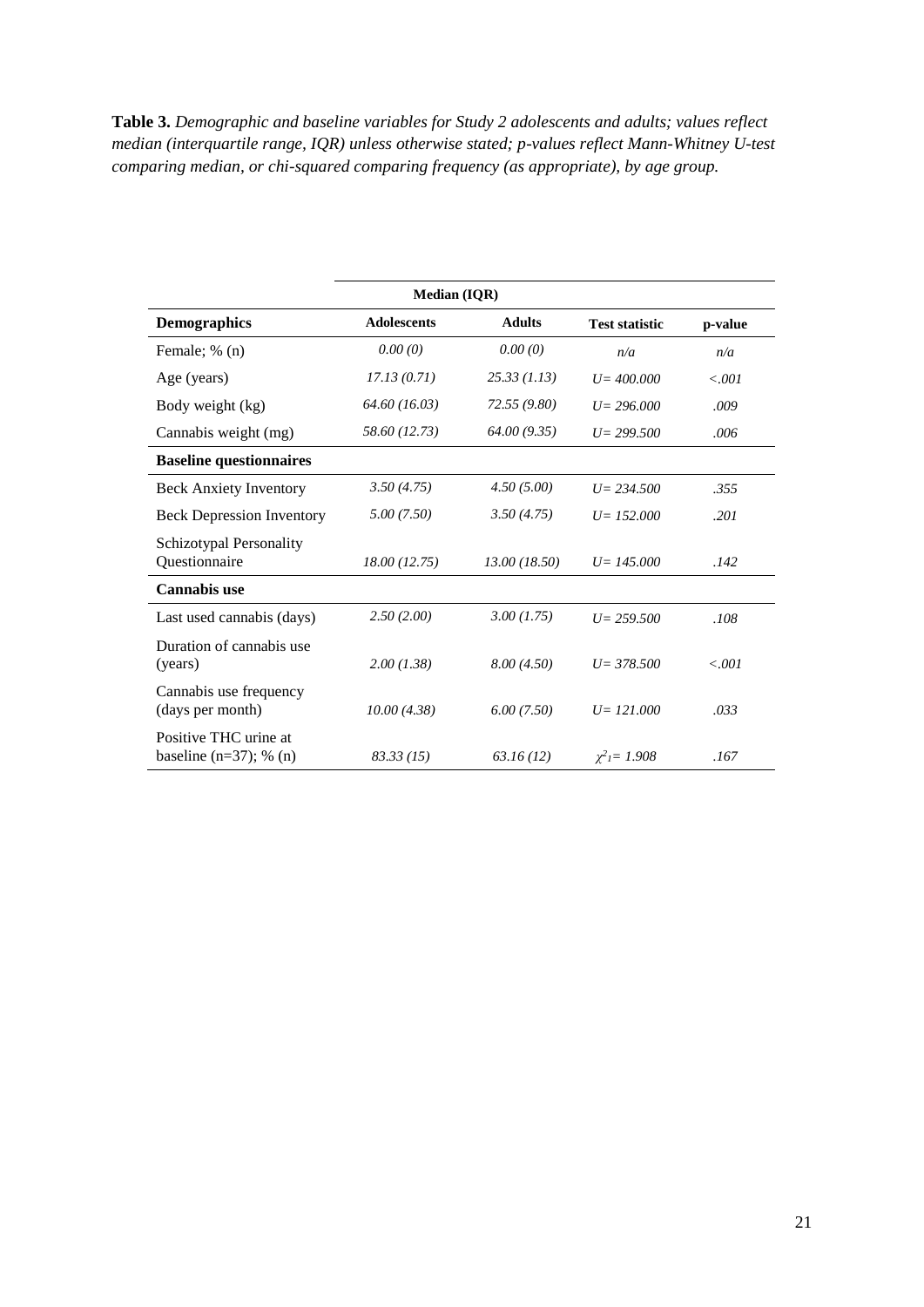**Table 3.** *Demographic and baseline variables for Study 2 adolescents and adults; values reflect median (interquartile range, IQR) unless otherwise stated; p-values reflect Mann-Whitney U-test comparing median, or chi-squared comparing frequency (as appropriate), by age group.*

| | **Median (IQR)** | | | |
|---|---|---|---|---|
| **Demographics** | **Adolescents** | **Adults** | **Test statistic** | **p-value** |
| Female; % (n) | *0.00 (0)* | *0.00 (0)* | *n/a* | *n/a* |
| Age (years) | *17.13 (0.71)* | *25.33 (1.13)* | *U= 400.000* | *<.001* |
| Body weight (kg) | *64.60 (16.03)* | *72.55 (9.80)* | *U= 296.000* | *.009* |
| Cannabis weight (mg) | *58.60 (12.73)* | *64.00 (9.35)* | *U= 299.500* | *.006* |
| **Baseline questionnaires** | | | | |
| Beck Anxiety Inventory | *3.50 (4.75)* | *4.50 (5.00)* | *U= 234.500* | *.355* |
| Beck Depression Inventory | *5.00 (7.50)* | *3.50 (4.75)* | *U= 152.000* | *.201* |
| Schizotypal Personality Questionnaire | *18.00 (12.75)* | *13.00 (18.50)* | *U= 145.000* | *.142* |
| **Cannabis use** | | | | |
| Last used cannabis (days) | *2.50 (2.00)* | *3.00 (1.75)* | *U= 259.500* | *.108* |
| Duration of cannabis use (years) | *2.00 (1.38)* | *8.00 (4.50)* | *U= 378.500* | *<.001* |
| Cannabis use frequency (days per month) | *10.00 (4.38)* | *6.00 (7.50)* | *U= 121.000* | *.033* |
| Positive THC urine at baseline (n=37); % (n) | *83.33 (15)* | *63.16 (12)* | $\chi^2_1 = 1.908$ | *.167* |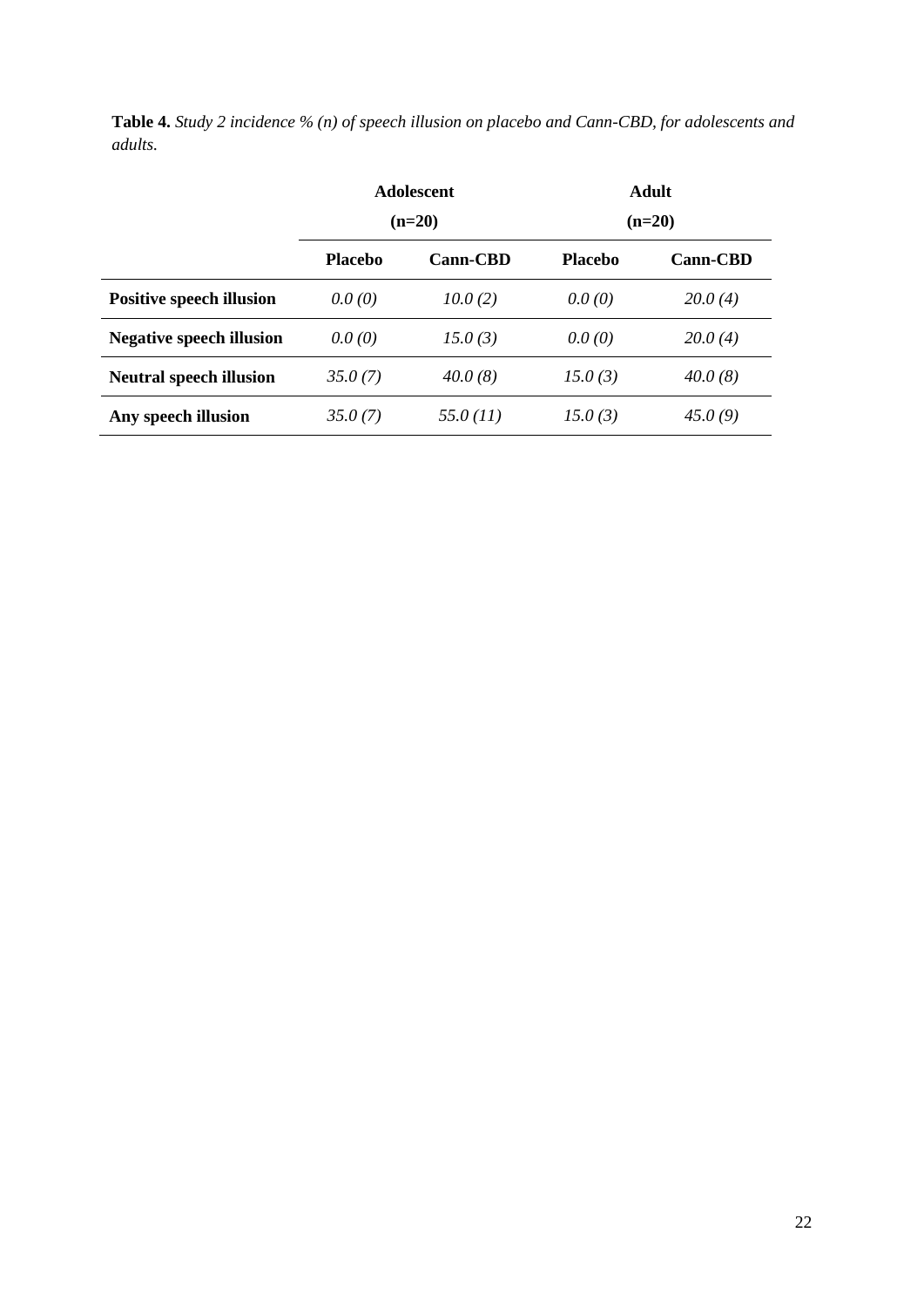**Table 4.** *Study 2 incidence % (n) of speech illusion on placebo and Cann-CBD, for adolescents and adults.*

| | **Adolescent (n=20)** | | **Adult (n=20)** | |
|---|---|---|---|---|
| | **Placebo** | **Cann-CBD** | **Placebo** | **Cann-CBD** |
| **Positive speech illusion** | *0.0 (0)* | *10.0 (2)* | *0.0 (0)* | *20.0 (4)* |
| **Negative speech illusion** | *0.0 (0)* | *15.0 (3)* | *0.0 (0)* | *20.0 (4)* |
| **Neutral speech illusion** | *35.0 (7)* | *40.0 (8)* | *15.0 (3)* | *40.0 (8)* |
| **Any speech illusion** | *35.0 (7)* | *55.0 (11)* | *15.0 (3)* | *45.0 (9)* |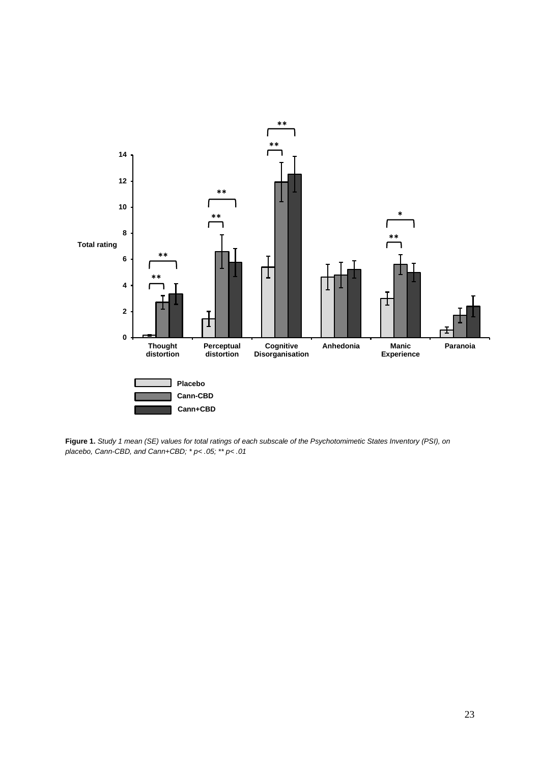**Figure 1.** *Study 1 mean (SE) values for total ratings of each subscale of the Psychotomimetic States Inventory (PSI), on placebo, Cann-CBD, and Cann+CBD; * p< .05; ** p< .01*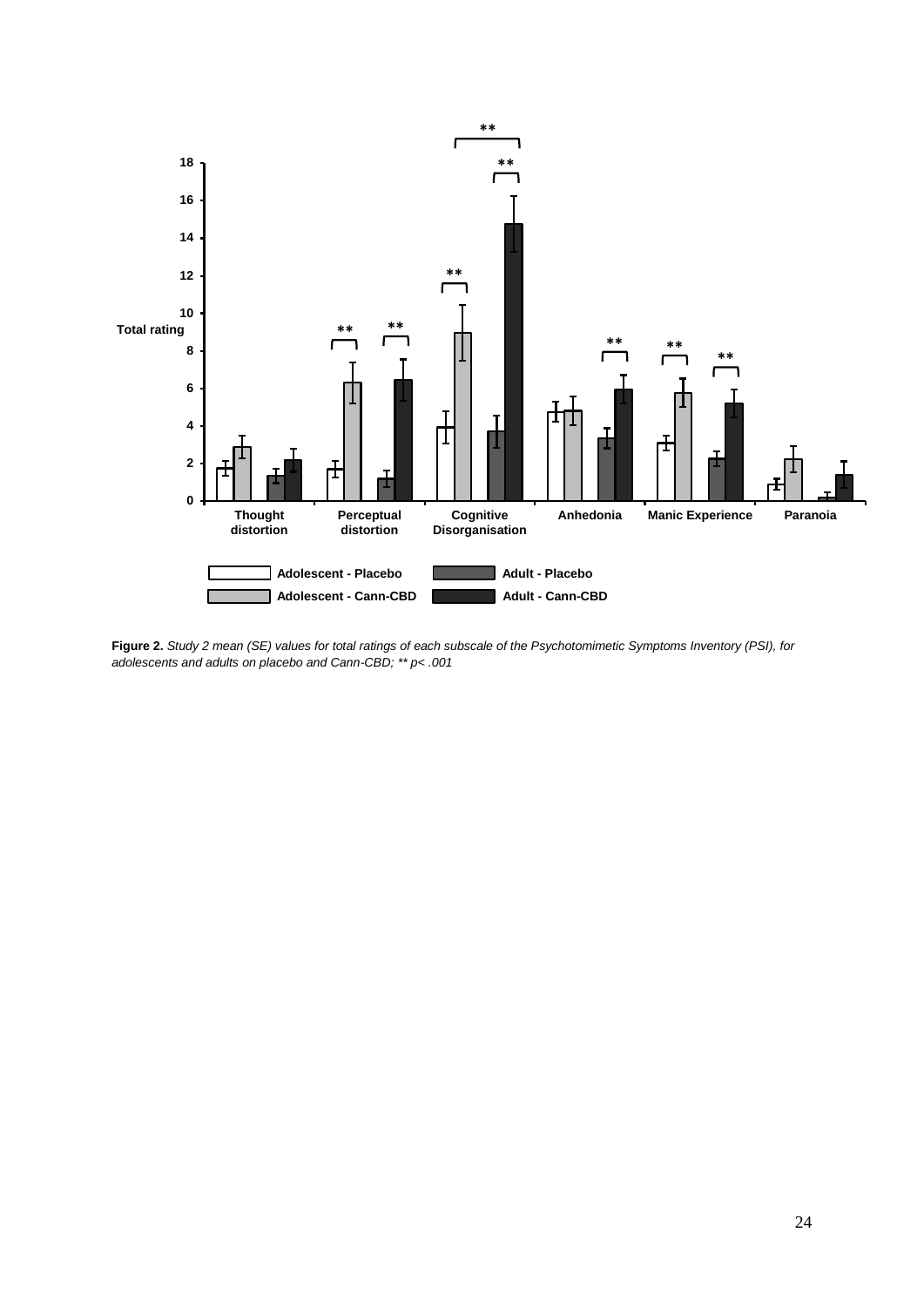**Figure 2.** *Study 2 mean (SE) values for total ratings of each subscale of the Psychotomimetic Symptoms Inventory (PSI), for adolescents and adults on placebo and Cann-CBD; ** p< .001*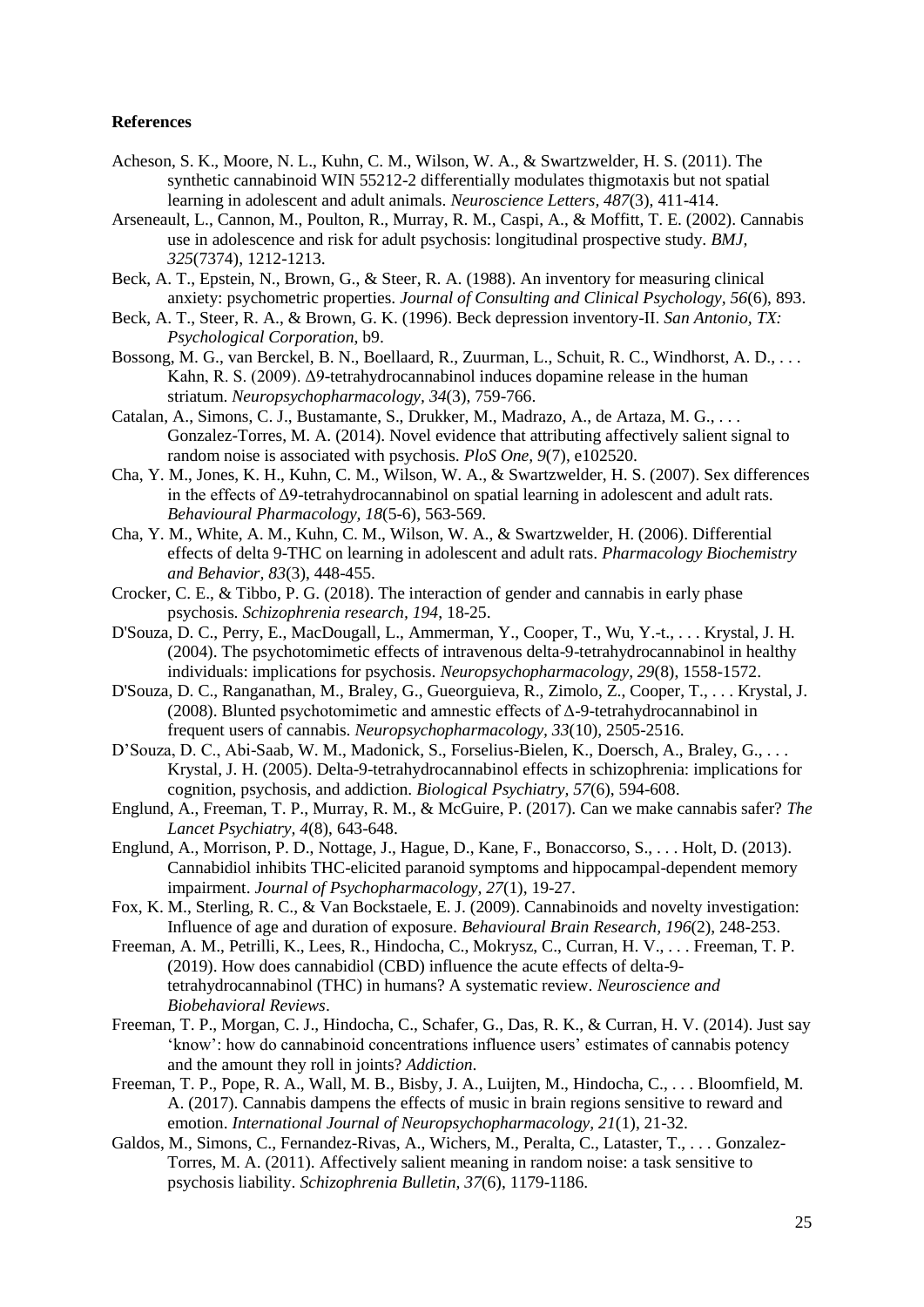**References**

Acheson, S. K., Moore, N. L., Kuhn, C. M., Wilson, W. A., & Swartzwelder, H. S. (2011). The synthetic cannabinoid WIN 55212-2 differentially modulates thigmotaxis but not spatial learning in adolescent and adult animals. *Neuroscience Letters, 487*(3), 411-414.

Arseneault, L., Cannon, M., Poulton, R., Murray, R. M., Caspi, A., & Moffitt, T. E. (2002). Cannabis use in adolescence and risk for adult psychosis: longitudinal prospective study. *BMJ, 325*(7374), 1212-1213.

Beck, A. T., Epstein, N., Brown, G., & Steer, R. A. (1988). An inventory for measuring clinical anxiety: psychometric properties. *Journal of Consulting and Clinical Psychology, 56*(6), 893.

Beck, A. T., Steer, R. A., & Brown, G. K. (1996). Beck depression inventory-II. *San Antonio, TX: Psychological Corporation*, b9.

Bossong, M. G., van Berckel, B. N., Boellaard, R., Zuurman, L., Schuit, R. C., Windhorst, A. D., . . . Kahn, R. S. (2009). Δ9-tetrahydrocannabinol induces dopamine release in the human striatum. *Neuropsychopharmacology, 34*(3), 759-766.

Catalan, A., Simons, C. J., Bustamante, S., Drukker, M., Madrazo, A., de Artaza, M. G., . . . Gonzalez-Torres, M. A. (2014). Novel evidence that attributing affectively salient signal to random noise is associated with psychosis. *PloS One, 9*(7), e102520.

Cha, Y. M., Jones, K. H., Kuhn, C. M., Wilson, W. A., & Swartzwelder, H. S. (2007). Sex differences in the effects of Δ9-tetrahydrocannabinol on spatial learning in adolescent and adult rats. *Behavioural Pharmacology, 18*(5-6), 563-569.

Cha, Y. M., White, A. M., Kuhn, C. M., Wilson, W. A., & Swartzwelder, H. (2006). Differential effects of delta 9-THC on learning in adolescent and adult rats. *Pharmacology Biochemistry and Behavior, 83*(3), 448-455.

Crocker, C. E., & Tibbo, P. G. (2018). The interaction of gender and cannabis in early phase psychosis. *Schizophrenia research, 194*, 18-25.

D'Souza, D. C., Perry, E., MacDougall, L., Ammerman, Y., Cooper, T., Wu, Y.-t., . . . Krystal, J. H. (2004). The psychotomimetic effects of intravenous delta-9-tetrahydrocannabinol in healthy individuals: implications for psychosis. *Neuropsychopharmacology, 29*(8), 1558-1572.

D'Souza, D. C., Ranganathan, M., Braley, G., Gueorguieva, R., Zimolo, Z., Cooper, T., . . . Krystal, J. (2008). Blunted psychotomimetic and amnestic effects of Δ-9-tetrahydrocannabinol in frequent users of cannabis. *Neuropsychopharmacology, 33*(10), 2505-2516.

D'Souza, D. C., Abi-Saab, W. M., Madonick, S., Forselius-Bielen, K., Doersch, A., Braley, G., . . . Krystal, J. H. (2005). Delta-9-tetrahydrocannabinol effects in schizophrenia: implications for cognition, psychosis, and addiction. *Biological Psychiatry, 57*(6), 594-608.

Englund, A., Freeman, T. P., Murray, R. M., & McGuire, P. (2017). Can we make cannabis safer? *The Lancet Psychiatry, 4*(8), 643-648.

Englund, A., Morrison, P. D., Nottage, J., Hague, D., Kane, F., Bonaccorso, S., . . . Holt, D. (2013). Cannabidiol inhibits THC-elicited paranoid symptoms and hippocampal-dependent memory impairment. *Journal of Psychopharmacology, 27*(1), 19-27.

Fox, K. M., Sterling, R. C., & Van Bockstaele, E. J. (2009). Cannabinoids and novelty investigation: Influence of age and duration of exposure. *Behavioural Brain Research, 196*(2), 248-253.

Freeman, A. M., Petrilli, K., Lees, R., Hindocha, C., Mokrysz, C., Curran, H. V., . . . Freeman, T. P. (2019). How does cannabidiol (CBD) influence the acute effects of delta-9-tetrahydrocannabinol (THC) in humans? A systematic review. *Neuroscience and Biobehavioral Reviews*.

Freeman, T. P., Morgan, C. J., Hindocha, C., Schafer, G., Das, R. K., & Curran, H. V. (2014). Just say 'know': how do cannabinoid concentrations influence users' estimates of cannabis potency and the amount they roll in joints? *Addiction*.

Freeman, T. P., Pope, R. A., Wall, M. B., Bisby, J. A., Luijten, M., Hindocha, C., . . . Bloomfield, M. A. (2017). Cannabis dampens the effects of music in brain regions sensitive to reward and emotion. *International Journal of Neuropsychopharmacology, 21*(1), 21-32.

Galdos, M., Simons, C., Fernandez-Rivas, A., Wichers, M., Peralta, C., Lataster, T., . . . Gonzalez-Torres, M. A. (2011). Affectively salient meaning in random noise: a task sensitive to psychosis liability. *Schizophrenia Bulletin, 37*(6), 1179-1186.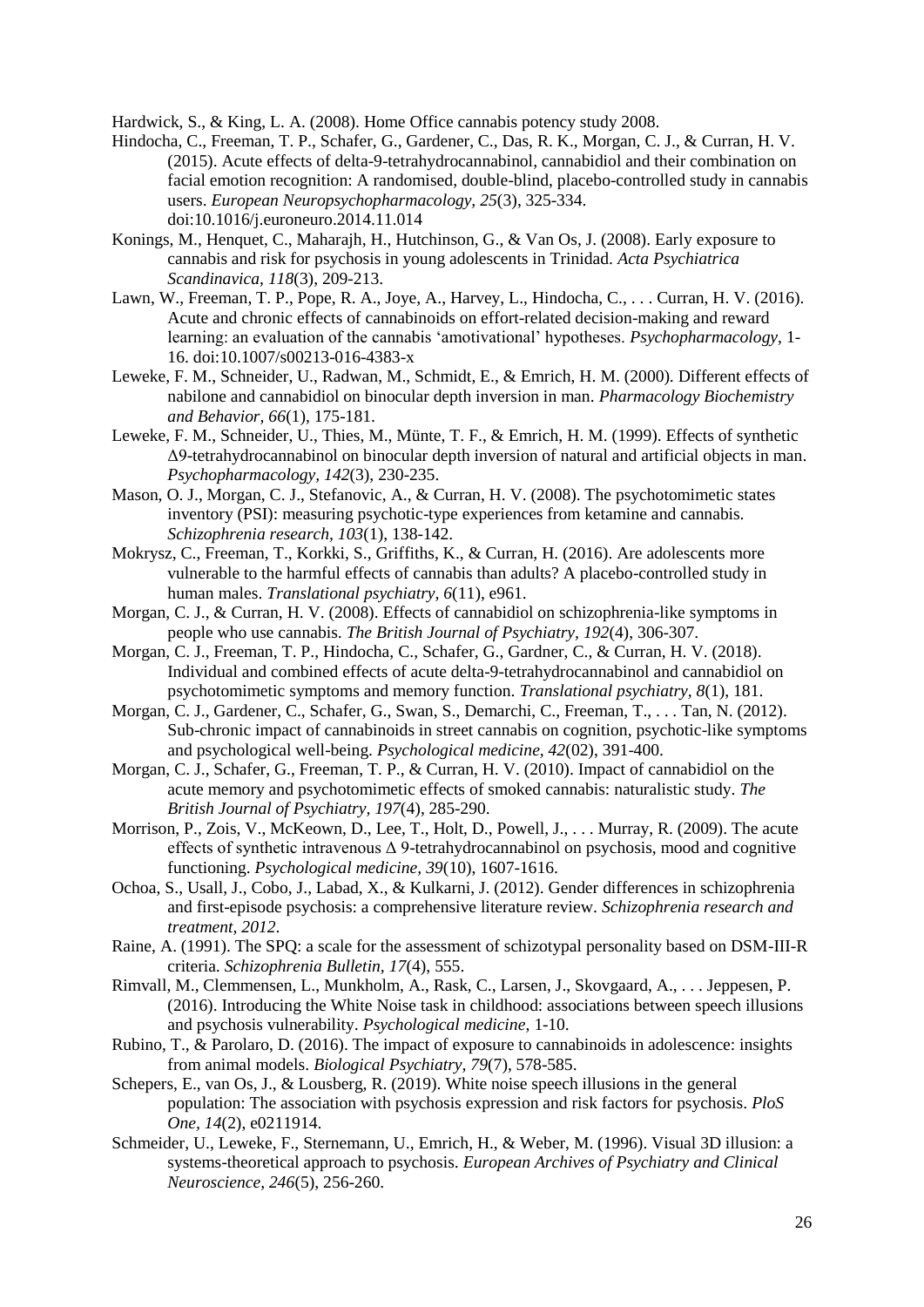Hardwick, S., & King, L. A. (2008). Home Office cannabis potency study 2008.

Hindocha, C., Freeman, T. P., Schafer, G., Gardener, C., Das, R. K., Morgan, C. J., & Curran, H. V. (2015). Acute effects of delta-9-tetrahydrocannabinol, cannabidiol and their combination on facial emotion recognition: A randomised, double-blind, placebo-controlled study in cannabis users. *European Neuropsychopharmacology, 25*(3), 325-334. doi:10.1016/j.euroneuro.2014.11.014

Konings, M., Henquet, C., Maharajh, H., Hutchinson, G., & Van Os, J. (2008). Early exposure to cannabis and risk for psychosis in young adolescents in Trinidad. *Acta Psychiatrica Scandinavica, 118*(3), 209-213.

Lawn, W., Freeman, T. P., Pope, R. A., Joye, A., Harvey, L., Hindocha, C., . . . Curran, H. V. (2016). Acute and chronic effects of cannabinoids on effort-related decision-making and reward learning: an evaluation of the cannabis 'amotivational' hypotheses. *Psychopharmacology*, 1-16. doi:10.1007/s00213-016-4383-x

Leweke, F. M., Schneider, U., Radwan, M., Schmidt, E., & Emrich, H. M. (2000). Different effects of nabilone and cannabidiol on binocular depth inversion in man. *Pharmacology Biochemistry and Behavior, 66*(1), 175-181.

Leweke, F. M., Schneider, U., Thies, M., Münte, T. F., & Emrich, H. M. (1999). Effects of synthetic Δ9-tetrahydrocannabinol on binocular depth inversion of natural and artificial objects in man. *Psychopharmacology, 142*(3), 230-235.

Mason, O. J., Morgan, C. J., Stefanovic, A., & Curran, H. V. (2008). The psychotomimetic states inventory (PSI): measuring psychotic-type experiences from ketamine and cannabis. *Schizophrenia research, 103*(1), 138-142.

Mokrysz, C., Freeman, T., Korkki, S., Griffiths, K., & Curran, H. (2016). Are adolescents more vulnerable to the harmful effects of cannabis than adults? A placebo-controlled study in human males. *Translational psychiatry, 6*(11), e961.

Morgan, C. J., & Curran, H. V. (2008). Effects of cannabidiol on schizophrenia-like symptoms in people who use cannabis. *The British Journal of Psychiatry, 192*(4), 306-307.

Morgan, C. J., Freeman, T. P., Hindocha, C., Schafer, G., Gardner, C., & Curran, H. V. (2018). Individual and combined effects of acute delta-9-tetrahydrocannabinol and cannabidiol on psychotomimetic symptoms and memory function. *Translational psychiatry, 8*(1), 181.

Morgan, C. J., Gardener, C., Schafer, G., Swan, S., Demarchi, C., Freeman, T., . . . Tan, N. (2012). Sub-chronic impact of cannabinoids in street cannabis on cognition, psychotic-like symptoms and psychological well-being. *Psychological medicine, 42*(02), 391-400.

Morgan, C. J., Schafer, G., Freeman, T. P., & Curran, H. V. (2010). Impact of cannabidiol on the acute memory and psychotomimetic effects of smoked cannabis: naturalistic study. *The British Journal of Psychiatry, 197*(4), 285-290.

Morrison, P., Zois, V., McKeown, D., Lee, T., Holt, D., Powell, J., . . . Murray, R. (2009). The acute effects of synthetic intravenous Δ 9-tetrahydrocannabinol on psychosis, mood and cognitive functioning. *Psychological medicine, 39*(10), 1607-1616.

Ochoa, S., Usall, J., Cobo, J., Labad, X., & Kulkarni, J. (2012). Gender differences in schizophrenia and first-episode psychosis: a comprehensive literature review. *Schizophrenia research and treatment, 2012*.

Raine, A. (1991). The SPQ: a scale for the assessment of schizotypal personality based on DSM-III-R criteria. *Schizophrenia Bulletin, 17*(4), 555.

Rimvall, M., Clemmensen, L., Munkholm, A., Rask, C., Larsen, J., Skovgaard, A., . . . Jeppesen, P. (2016). Introducing the White Noise task in childhood: associations between speech illusions and psychosis vulnerability. *Psychological medicine*, 1-10.

Rubino, T., & Parolaro, D. (2016). The impact of exposure to cannabinoids in adolescence: insights from animal models. *Biological Psychiatry, 79*(7), 578-585.

Schepers, E., van Os, J., & Lousberg, R. (2019). White noise speech illusions in the general population: The association with psychosis expression and risk factors for psychosis. *PloS One, 14*(2), e0211914.

Schmeider, U., Leweke, F., Sternemann, U., Emrich, H., & Weber, M. (1996). Visual 3D illusion: a systems-theoretical approach to psychosis. *European Archives of Psychiatry and Clinical Neuroscience, 246*(5), 256-260.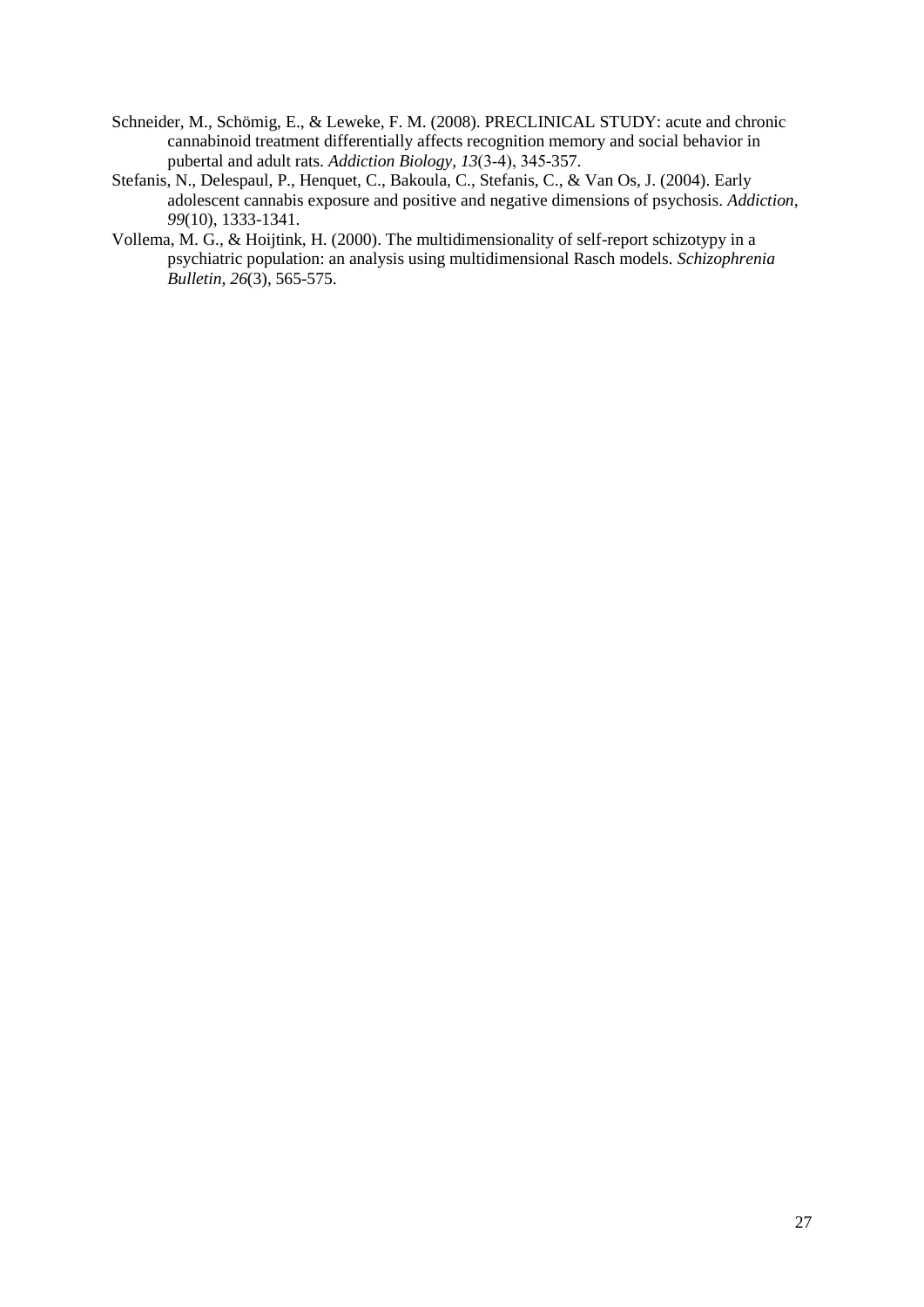Schneider, M., Schömig, E., & Leweke, F. M. (2008). PRECLINICAL STUDY: acute and chronic cannabinoid treatment differentially affects recognition memory and social behavior in pubertal and adult rats. *Addiction Biology, 13*(3-4), 345-357.

Stefanis, N., Delespaul, P., Henquet, C., Bakoula, C., Stefanis, C., & Van Os, J. (2004). Early adolescent cannabis exposure and positive and negative dimensions of psychosis. *Addiction, 99*(10), 1333-1341.

Vollema, M. G., & Hoijtink, H. (2000). The multidimensionality of self-report schizotypy in a psychiatric population: an analysis using multidimensional Rasch models. *Schizophrenia Bulletin, 26*(3), 565-575.